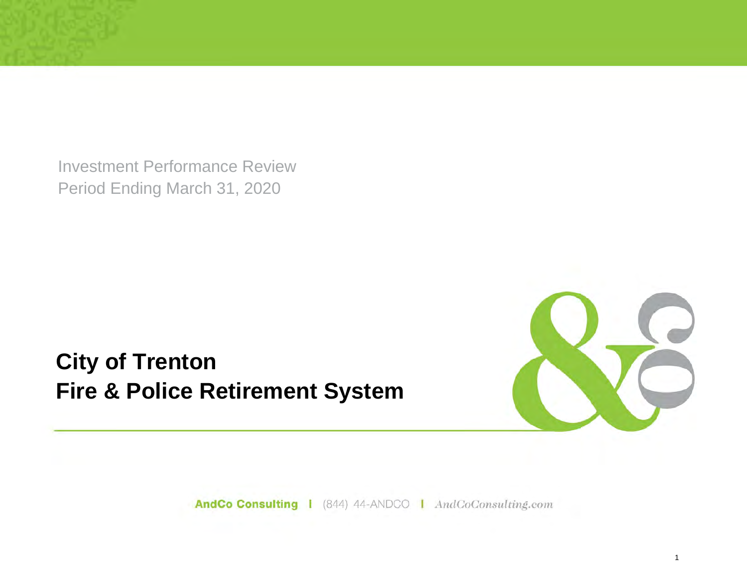Investment Performance Review
Period Ending March 31, 2020

# City of Trenton
# Fire & Police Retirement System

**AndCo Consulting** | (844) 44-ANDCO | *AndCoConsulting.com*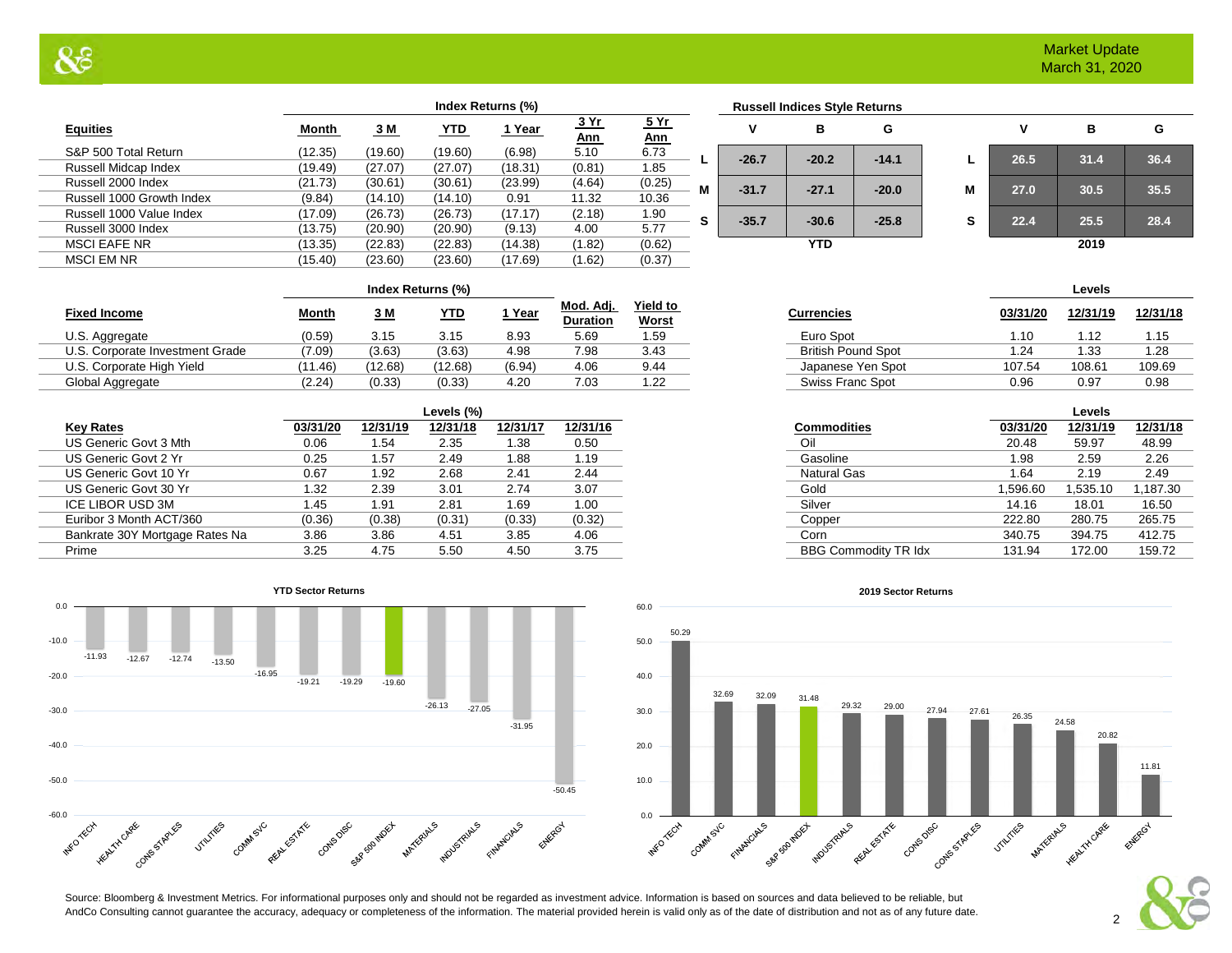# Market Update
March 31, 2020

| Equities | Month | 3 M | YTD | 1 Year | 3 Yr Ann | 5 Yr Ann |
|---|---|---|---|---|---|---|
| | Index Returns (%) | | | | | |
| S&P 500 Total Return | (12.35) | (19.60) | (19.60) | (6.98) | 5.10 | 6.73 |
| Russell Midcap Index | (19.49) | (27.07) | (27.07) | (18.31) | (0.81) | 1.85 |
| Russell 2000 Index | (21.73) | (30.61) | (30.61) | (23.99) | (4.64) | (0.25) |
| Russell 1000 Growth Index | (9.84) | (14.10) | (14.10) | 0.91 | 11.32 | 10.36 |
| Russell 1000 Value Index | (17.09) | (26.73) | (26.73) | (17.17) | (2.18) | 1.90 |
| Russell 3000 Index | (13.75) | (20.90) | (20.90) | (9.13) | 4.00 | 5.77 |
| MSCI EAFE NR | (13.35) | (22.83) | (22.83) | (14.38) | (1.82) | (0.62) |
| MSCI EM NR | (15.40) | (23.60) | (23.60) | (17.69) | (1.62) | (0.37) |

**Russell Indices Style Returns**

**YTD**

| | V | B | G |
|---|---|---|---|
| L | -26.7 | -20.2 | -14.1 |
| M | -31.7 | -27.1 | -20.0 |
| S | -35.7 | -30.6 | -25.8 |

**2019**

| | V | B | G |
|---|---|---|---|
| L | 26.5 | 31.4 | 36.4 |
| M | 27.0 | 30.5 | 35.5 |
| S | 22.4 | 25.5 | 28.4 |

| Fixed Income | Month | 3 M | YTD | 1 Year | Mod. Adj. Duration | Yield to Worst |
|---|---|---|---|---|---|---|
| | Index Returns (%) | | | | | |
| U.S. Aggregate | (0.59) | 3.15 | 3.15 | 8.93 | 5.69 | 1.59 |
| U.S. Corporate Investment Grade | (7.09) | (3.63) | (3.63) | 4.98 | 7.98 | 3.43 |
| U.S. Corporate High Yield | (11.46) | (12.68) | (12.68) | (6.94) | 4.06 | 9.44 |
| Global Aggregate | (2.24) | (0.33) | (0.33) | 4.20 | 7.03 | 1.22 |

| Currencies | 03/31/20 | 12/31/19 | 12/31/18 |
|---|---|---|---|
| | Levels | | |
| Euro Spot | 1.10 | 1.12 | 1.15 |
| British Pound Spot | 1.24 | 1.33 | 1.28 |
| Japanese Yen Spot | 107.54 | 108.61 | 109.69 |
| Swiss Franc Spot | 0.96 | 0.97 | 0.98 |

| Key Rates | 03/31/20 | 12/31/19 | 12/31/18 | 12/31/17 | 12/31/16 |
|---|---|---|---|---|---|
| | Levels (%) | | | | |
| US Generic Govt 3 Mth | 0.06 | 1.54 | 2.35 | 1.38 | 0.50 |
| US Generic Govt 2 Yr | 0.25 | 1.57 | 2.49 | 1.88 | 1.19 |
| US Generic Govt 10 Yr | 0.67 | 1.92 | 2.68 | 2.41 | 2.44 |
| US Generic Govt 30 Yr | 1.32 | 2.39 | 3.01 | 2.74 | 3.07 |
| ICE LIBOR USD 3M | 1.45 | 1.91 | 2.81 | 1.69 | 1.00 |
| Euribor 3 Month ACT/360 | (0.36) | (0.38) | (0.31) | (0.33) | (0.32) |
| Bankrate 30Y Mortgage Rates Na | 3.86 | 3.86 | 4.51 | 3.85 | 4.06 |
| Prime | 3.25 | 4.75 | 5.50 | 4.50 | 3.75 |

| Commodities | 03/31/20 | 12/31/19 | 12/31/18 |
|---|---|---|---|
| | Levels | | |
| Oil | 20.48 | 59.97 | 48.99 |
| Gasoline | 1.98 | 2.59 | 2.26 |
| Natural Gas | 1.64 | 2.19 | 2.49 |
| Gold | 1,596.60 | 1,535.10 | 1,187.30 |
| Silver | 14.16 | 18.01 | 16.50 |
| Copper | 222.80 | 280.75 | 265.75 |
| Corn | 340.75 | 394.75 | 412.75 |
| BBG Commodity TR Idx | 131.94 | 172.00 | 159.72 |

**YTD Sector Returns**

| Sector | Return |
|---|---|
| INFO TECH | -11.93 |
| HEALTH CARE | -12.67 |
| CONS STAPLES | -12.74 |
| UTILITIES | -13.50 |
| COMM SVC | -16.95 |
| REAL ESTATE | -19.21 |
| CONS DISC | -19.29 |
| S&P 500 INDEX | -19.60 |
| MATERIALS | -26.13 |
| INDUSTRIALS | -27.05 |
| FINANCIALS | -31.95 |
| ENERGY | -50.45 |

**2019 Sector Returns**

| Sector | Return |
|---|---|
| INFO TECH | 50.29 |
| COMM SVC | 32.69 |
| FINANCIALS | 32.09 |
| S&P 500 INDEX | 31.48 |
| INDUSTRIALS | 29.32 |
| REAL ESTATE | 29.00 |
| CONS DISC | 27.94 |
| CONS STAPLES | 27.61 |
| UTILITIES | 26.35 |
| MATERIALS | 24.58 |
| HEALTH CARE | 20.82 |
| ENERGY | 11.81 |

Source: Bloomberg & Investment Metrics. For informational purposes only and should not be regarded as investment advice. Information is based on sources and data believed to be reliable, but AndCo Consulting cannot guarantee the accuracy, adequacy or completeness of the information. The material provided herein is valid only as of the date of distribution and not as of any future date.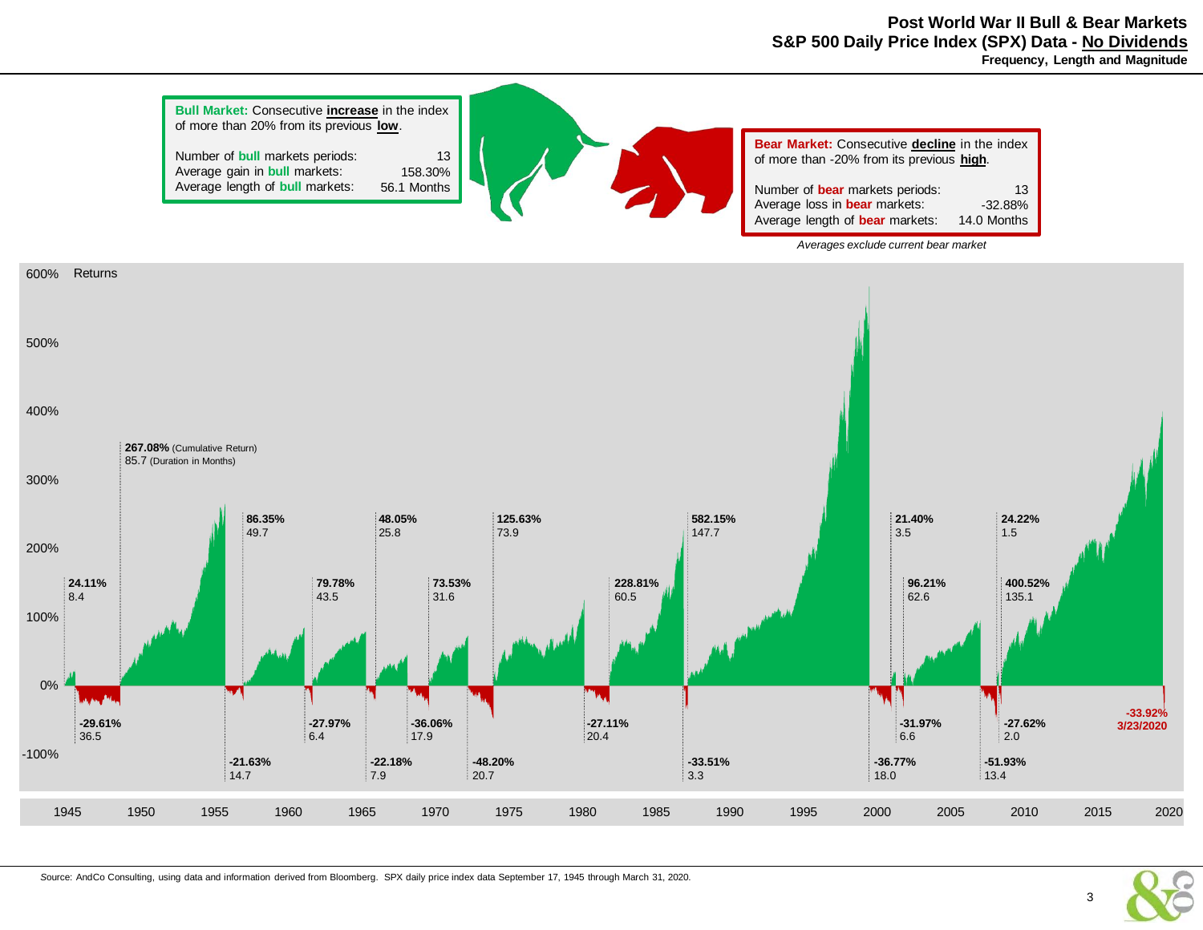# Post World War II Bull & Bear Markets

## S&P 500 Daily Price Index (SPX) Data - No Dividends

### Frequency, Length and Magnitude

**Bull Market:** Consecutive **increase** in the index of more than 20% from its previous **low**.

| | |
|---|---|
| Number of **bull** markets periods: | 13 |
| Average gain in **bull** markets: | 158.30% |
| Average length of **bull** markets: | 56.1 Months |

**Bear Market:** Consecutive **decline** in the index of more than -20% from its previous **high**.

| | |
|---|---|
| Number of **bear** markets periods: | 13 |
| Average loss in **bear** markets: | -32.88% |
| Average length of **bear** markets: | 14.0 Months |

*Averages exclude current bear market*

Returns

Bull markets (Cumulative Return / Duration in Months):

| Cumulative Return | Duration in Months |
|---|---|
| 24.11% | 8.4 |
| 267.08% | 85.7 |
| 86.35% | 49.7 |
| 79.78% | 43.5 |
| 48.05% | 25.8 |
| 73.53% | 31.6 |
| 125.63% | 73.9 |
| 228.81% | 60.5 |
| 582.15% | 147.7 |
| 21.40% | 3.5 |
| 96.21% | 62.6 |
| 24.22% | 1.5 |
| 400.52% | 135.1 |

Bear markets (Cumulative Return / Duration in Months):

| Cumulative Return | Duration in Months |
|---|---|
| -29.61% | 36.5 |
| -21.63% | 14.7 |
| -27.97% | 6.4 |
| -22.18% | 7.9 |
| -36.06% | 17.9 |
| -48.20% | 20.7 |
| -27.11% | 20.4 |
| -33.51% | 3.3 |
| -36.77% | 18.0 |
| -31.97% | 6.6 |
| -51.93% | 13.4 |
| -27.62% | 2.0 |
| -33.92% | 3/23/2020 |

Source: AndCo Consulting, using data and information derived from Bloomberg. SPX daily price index data September 17, 1945 through March 31, 2020.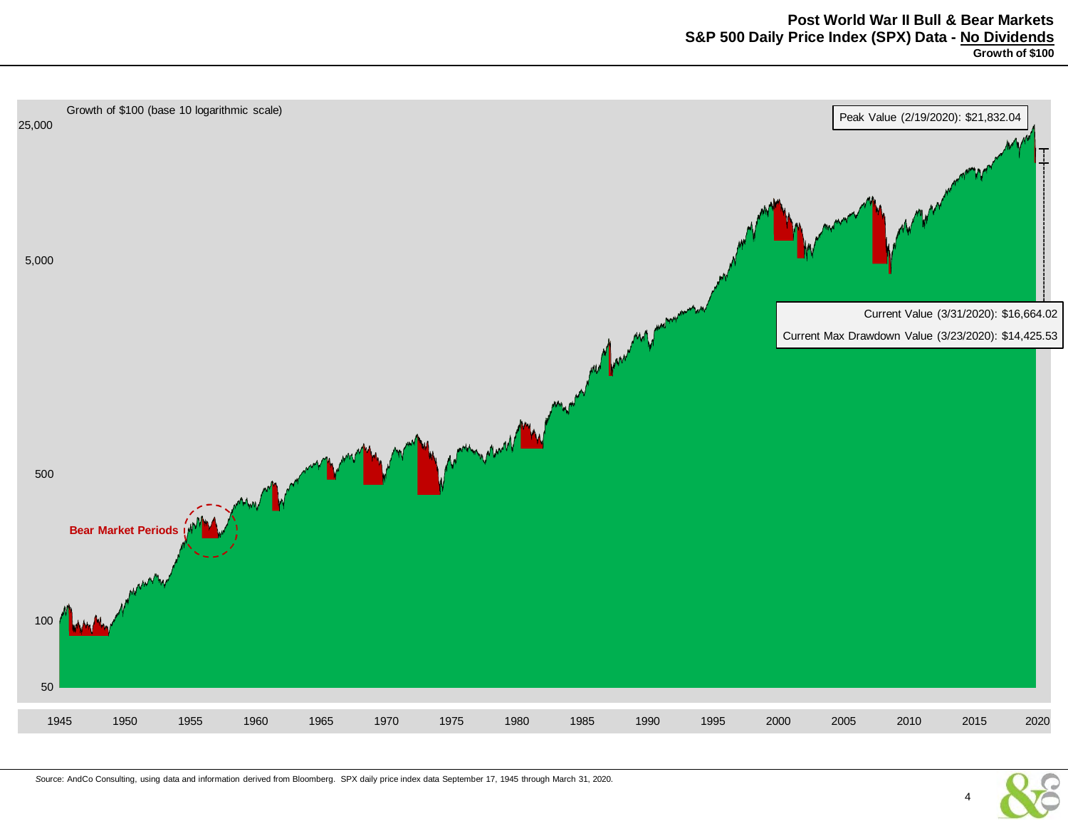# Post World War II Bull & Bear Markets
## S&P 500 Daily Price Index (SPX) Data - No Dividends
### Growth of $100

Growth of $100 (base 10 logarithmic scale)

Peak Value (2/19/2020): $21,832.04

Current Value (3/31/2020): $16,664.02

Current Max Drawdown Value (3/23/2020): $14,425.53

Bear Market Periods

25,000
5,000
500
100
50

1945 1950 1955 1960 1965 1970 1975 1980 1985 1990 1995 2000 2005 2010 2015 2020

Source: AndCo Consulting, using data and information derived from Bloomberg. SPX daily price index data September 17, 1945 through March 31, 2020.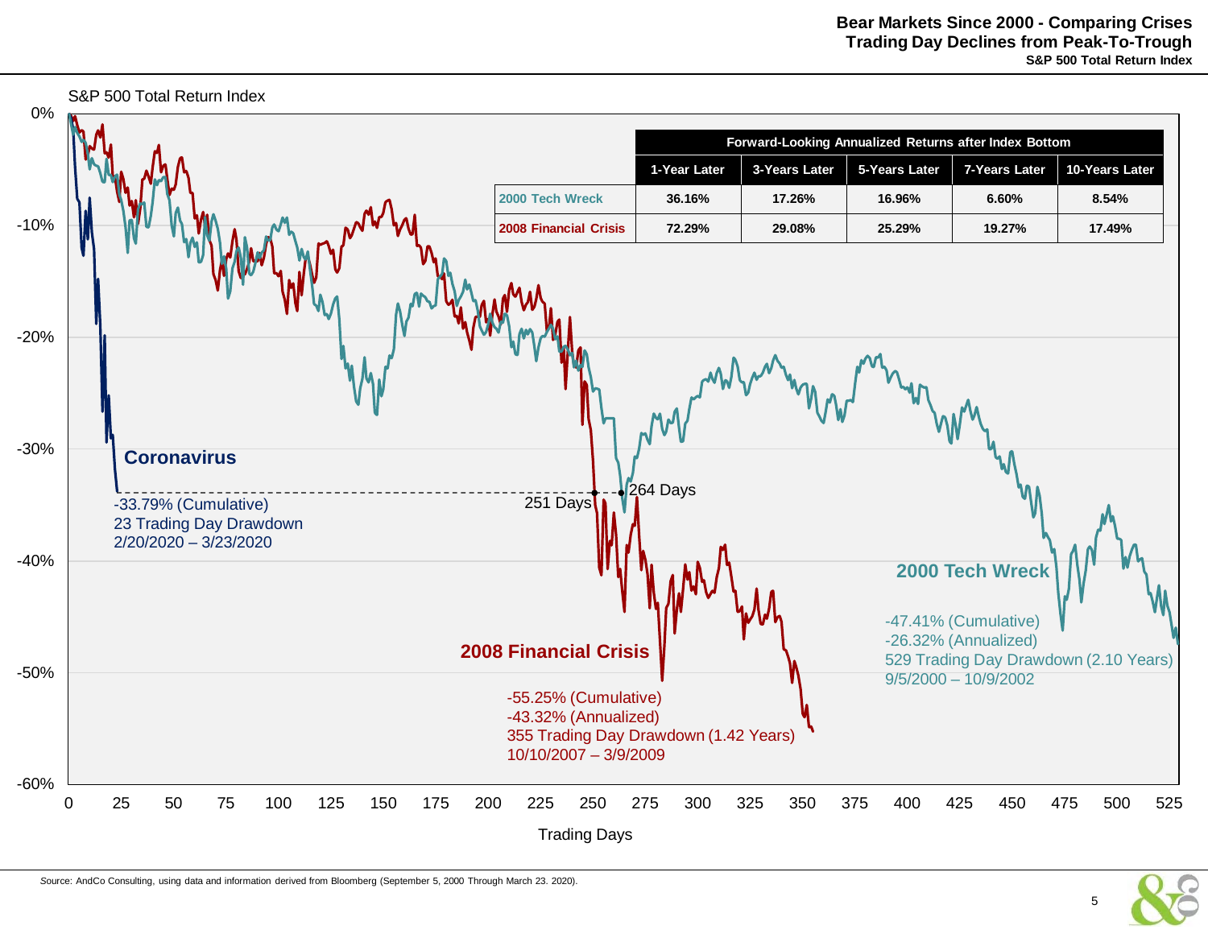# Bear Markets Since 2000 - Comparing Crises
## Trading Day Declines from Peak-To-Trough
### S&P 500 Total Return Index

S&P 500 Total Return Index

| Forward-Looking Annualized Returns after Index Bottom | 1-Year Later | 3-Years Later | 5-Years Later | 7-Years Later | 10-Years Later |
|---|---|---|---|---|---|
| 2000 Tech Wreck | 36.16% | 17.26% | 16.96% | 6.60% | 8.54% |
| 2008 Financial Crisis | 72.29% | 29.08% | 25.29% | 19.27% | 17.49% |

**Coronavirus**
-33.79% (Cumulative)
23 Trading Day Drawdown
2/20/2020 – 3/23/2020

251 Days

264 Days

**2008 Financial Crisis**
-55.25% (Cumulative)
-43.32% (Annualized)
355 Trading Day Drawdown (1.42 Years)
10/10/2007 – 3/9/2009

**2000 Tech Wreck**
-47.41% (Cumulative)
-26.32% (Annualized)
529 Trading Day Drawdown (2.10 Years)
9/5/2000 – 10/9/2002

Trading Days

Source: AndCo Consulting, using data and information derived from Bloomberg (September 5, 2000 Through March 23. 2020).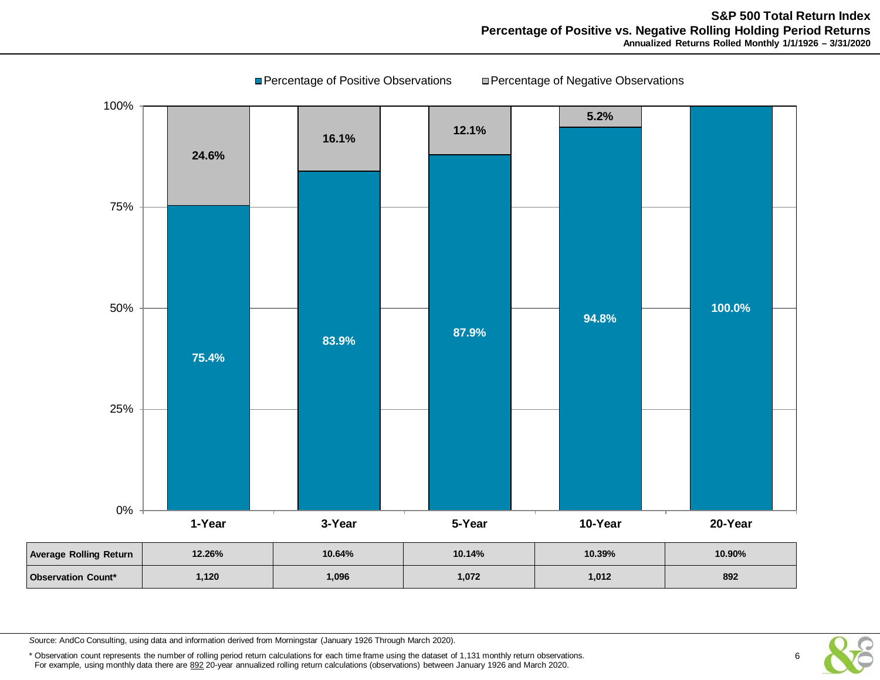# S&P 500 Total Return Index

## Percentage of Positive vs. Negative Rolling Holding Period Returns

**Annualized Returns Rolled Monthly 1/1/1926 – 3/31/2020**

| | 1-Year | 3-Year | 5-Year | 10-Year | 20-Year |
|---|---|---|---|---|---|
| Percentage of Positive Observations | 75.4% | 83.9% | 87.9% | 94.8% | 100.0% |
| Percentage of Negative Observations | 24.6% | 16.1% | 12.1% | 5.2% | |

| | 1-Year | 3-Year | 5-Year | 10-Year | 20-Year |
|---|---|---|---|---|---|
| **Average Rolling Return** | 12.26% | 10.64% | 10.14% | 10.39% | 10.90% |
| **Observation Count*** | 1,120 | 1,096 | 1,072 | 1,012 | 892 |

Source: AndCo Consulting, using data and information derived from Morningstar (January 1926 Through March 2020).

* Observation count represents the number of rolling period return calculations for each time frame using the dataset of 1,131 monthly return observations. For example, using monthly data there are 892 20-year annualized rolling return calculations (observations) between January 1926 and March 2020.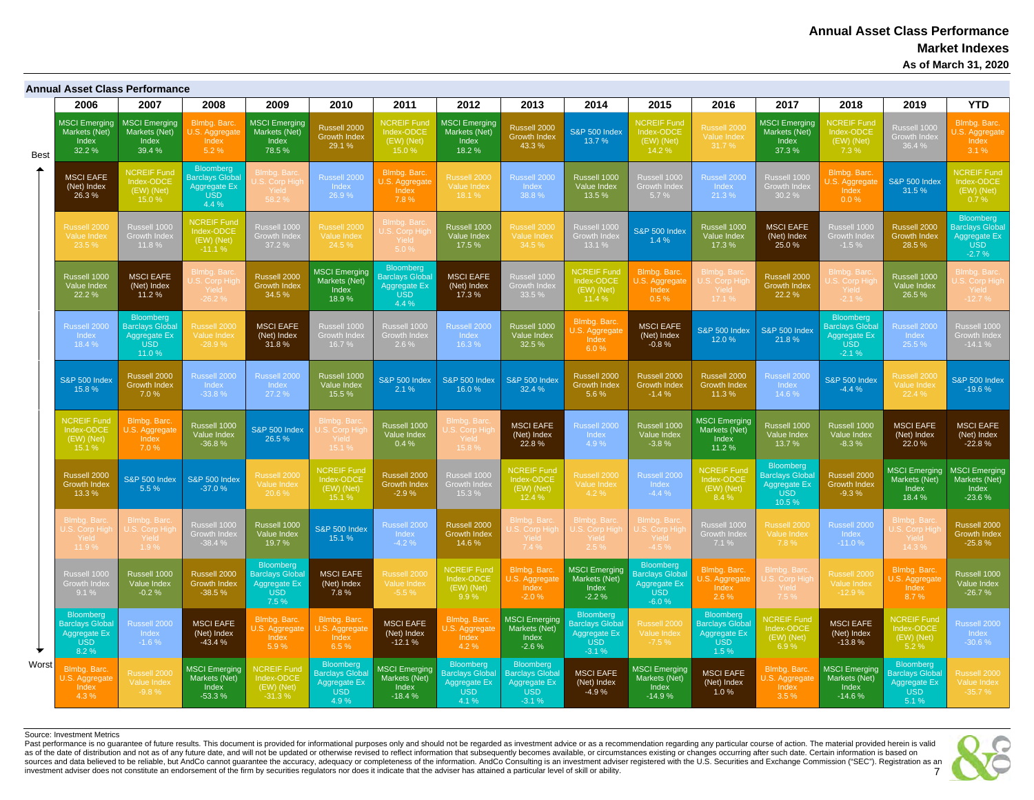# Annual Asset Class Performance

## Market Indexes

**As of March 31, 2020**

### Annual Asset Class Performance

| | 2006 | 2007 | 2008 | 2009 | 2010 | 2011 | 2012 | 2013 | 2014 | 2015 | 2016 | 2017 | 2018 | 2019 | YTD |
|---|---|---|---|---|---|---|---|---|---|---|---|---|---|---|---|
| Best | MSCI Emerging Markets (Net) Index 32.2 % | MSCI Emerging Markets (Net) Index 39.4 % | Blmbg. Barc. U.S. Aggregate Index 5.2 % | MSCI Emerging Markets (Net) Index 78.5 % | Russell 2000 Growth Index 29.1 % | NCREIF Fund Index-ODCE (EW) (Net) 15.0 % | MSCI Emerging Markets (Net) Index 18.2 % | Russell 2000 Growth Index 43.3 % | S&P 500 Index 13.7 % | NCREIF Fund Index-ODCE (EW) (Net) 14.2 % | Russell 2000 Value Index 31.7 % | MSCI Emerging Markets (Net) Index 37.3 % | NCREIF Fund Index-ODCE (EW) (Net) 7.3 % | Russell 1000 Growth Index 36.4 % | Blmbg. Barc. U.S. Aggregate Index 3.1 % |
| | MSCI EAFE (Net) Index 26.3 % | NCREIF Fund Index-ODCE (EW) (Net) 15.0 % | Bloomberg Barclays Global Aggregate Ex USD 4.4 % | Blmbg. Barc. U.S. Corp High Yield 58.2 % | Russell 2000 Index 26.9 % | Blmbg. Barc. U.S. Aggregate Index 7.8 % | Russell 2000 Value Index 18.1 % | Russell 2000 Index 38.8 % | Russell 1000 Value Index 13.5 % | Russell 1000 Growth Index 5.7 % | Russell 2000 Index 21.3 % | Russell 1000 Growth Index 30.2 % | Blmbg. Barc. U.S. Aggregate Index 0.0 % | S&P 500 Index 31.5 % | NCREIF Fund Index-ODCE (EW) (Net) 0.7 % |
| | Russell 2000 Value Index 23.5 % | Russell 1000 Growth Index 11.8 % | NCREIF Fund Index-ODCE (EW) (Net) -11.1 % | Russell 1000 Growth Index 37.2 % | Russell 2000 Value Index 24.5 % | Blmbg. Barc. U.S. Corp High Yield 5.0 % | Russell 1000 Value Index 17.5 % | Russell 2000 Value Index 34.5 % | Russell 1000 Growth Index 13.1 % | S&P 500 Index 1.4 % | Russell 1000 Value Index 17.3 % | MSCI EAFE (Net) Index 25.0 % | Russell 1000 Growth Index -1.5 % | Russell 2000 Growth Index 28.5 % | Bloomberg Barclays Global Aggregate Ex USD -2.7 % |
| | Russell 1000 Value Index 22.2 % | MSCI EAFE (Net) Index 11.2 % | Blmbg. Barc. U.S. Corp High Yield -26.2 % | Russell 2000 Growth Index 34.5 % | MSCI Emerging Markets (Net) Index 18.9 % | Bloomberg Barclays Global Aggregate Ex USD 4.4 % | MSCI EAFE (Net) Index 17.3 % | Russell 1000 Growth Index 33.5 % | NCREIF Fund Index-ODCE (EW) (Net) 11.4 % | Blmbg. Barc. U.S. Aggregate Index 0.5 % | Blmbg. Barc. U.S. Corp High Yield 17.1 % | Russell 2000 Growth Index 22.2 % | Blmbg. Barc. U.S. Corp High Yield -2.1 % | Russell 1000 Value Index 26.5 % | Blmbg. Barc. U.S. Corp High Yield -12.7 % |
| | Russell 2000 Index 18.4 % | Bloomberg Barclays Global Aggregate Ex USD 11.0 % | Russell 2000 Value Index -28.9 % | MSCI EAFE (Net) Index 31.8 % | Russell 1000 Growth Index 16.7 % | Russell 1000 Growth Index 2.6 % | Russell 2000 Index 16.3 % | Russell 1000 Value Index 32.5 % | Blmbg. Barc. U.S. Aggregate Index 6.0 % | MSCI EAFE (Net) Index -0.8 % | S&P 500 Index 12.0 % | S&P 500 Index 21.8 % | Bloomberg Barclays Global Aggregate Ex USD -2.1 % | Russell 2000 Index 25.5 % | Russell 1000 Growth Index -14.1 % |
| | S&P 500 Index 15.8 % | Russell 2000 Growth Index 7.0 % | Russell 2000 Index -33.8 % | Russell 2000 Index 27.2 % | Russell 1000 Value Index 15.5 % | S&P 500 Index 2.1 % | S&P 500 Index 16.0 % | S&P 500 Index 32.4 % | Russell 2000 Growth Index 5.6 % | Russell 2000 Growth Index -1.4 % | Russell 2000 Growth Index 11.3 % | Russell 2000 Index 14.6 % | S&P 500 Index -4.4 % | Russell 2000 Value Index 22.4 % | S&P 500 Index -19.6 % |
| | NCREIF Fund Index-ODCE (EW) (Net) 15.1 % | Blmbg. Barc. U.S. Aggregate Index 7.0 % | Russell 1000 Value Index -36.8 % | S&P 500 Index 26.5 % | Blmbg. Barc. U.S. Corp High Yield 15.1 % | Russell 1000 Value Index 0.4 % | Blmbg. Barc. U.S. Corp High Yield 15.8 % | MSCI EAFE (Net) Index 22.8 % | Russell 2000 Index 4.9 % | Russell 1000 Value Index -3.8 % | MSCI Emerging Markets (Net) Index 11.2 % | Russell 1000 Value Index 13.7 % | Russell 1000 Value Index -8.3 % | MSCI EAFE (Net) Index 22.0 % | MSCI EAFE (Net) Index -22.8 % |
| | Russell 2000 Growth Index 13.3 % | S&P 500 Index 5.5 % | S&P 500 Index -37.0 % | Russell 2000 Value Index 20.6 % | NCREIF Fund Index-ODCE (EW) (Net) 15.1 % | Russell 2000 Growth Index -2.9 % | Russell 1000 Growth Index 15.3 % | NCREIF Fund Index-ODCE (EW) (Net) 12.4 % | Russell 2000 Value Index 4.2 % | Russell 2000 Index -4.4 % | NCREIF Fund Index-ODCE (EW) (Net) 8.4 % | Bloomberg Barclays Global Aggregate Ex USD 10.5 % | Russell 2000 Growth Index -9.3 % | MSCI Emerging Markets (Net) Index 18.4 % | MSCI Emerging Markets (Net) Index -23.6 % |
| | Blmbg. Barc. U.S. Corp High Yield 11.9 % | Blmbg. Barc. U.S. Corp High Yield 1.9 % | Russell 1000 Growth Index -38.4 % | Russell 1000 Value Index 19.7 % | S&P 500 Index 15.1 % | Russell 2000 Index -4.2 % | Russell 2000 Growth Index 14.6 % | Blmbg. Barc. U.S. Corp High Yield 7.4 % | Blmbg. Barc. U.S. Corp High Yield 2.5 % | Blmbg. Barc. U.S. Corp High Yield -4.5 % | Russell 1000 Growth Index 7.1 % | Russell 2000 Value Index 7.8 % | Russell 2000 Index -11.0 % | Blmbg. Barc. U.S. Corp High Yield 14.3 % | Russell 2000 Growth Index -25.8 % |
| | Russell 1000 Growth Index 9.1 % | Russell 1000 Value Index -0.2 % | Russell 2000 Growth Index -38.5 % | Bloomberg Barclays Global Aggregate Ex USD 7.5 % | MSCI EAFE (Net) Index 7.8 % | Russell 2000 Value Index -5.5 % | NCREIF Fund Index-ODCE (EW) (Net) 9.9 % | Blmbg. Barc. U.S. Aggregate Index -2.0 % | MSCI Emerging Markets (Net) Index -2.2 % | Bloomberg Barclays Global Aggregate Ex USD -6.0 % | Blmbg. Barc. U.S. Aggregate Index 2.6 % | Blmbg. Barc. U.S. Corp High Yield 7.5 % | Russell 2000 Value Index -12.9 % | Blmbg. Barc. U.S. Aggregate Index 8.7 % | Russell 1000 Value Index -26.7 % |
| | Bloomberg Barclays Global Aggregate Ex USD 8.2 % | Russell 2000 Index -1.6 % | MSCI EAFE (Net) Index -43.4 % | Blmbg. Barc. U.S. Aggregate Index 5.9 % | Blmbg. Barc. U.S. Aggregate Index 6.5 % | MSCI EAFE (Net) Index -12.1 % | Blmbg. Barc. U.S. Aggregate Index 4.2 % | MSCI Emerging Markets (Net) Index -2.6 % | Bloomberg Barclays Global Aggregate Ex USD -3.1 % | Russell 2000 Value Index -7.5 % | Bloomberg Barclays Global Aggregate Ex USD 1.5 % | NCREIF Fund Index-ODCE (EW) (Net) 6.9 % | MSCI EAFE (Net) Index -13.8 % | NCREIF Fund Index-ODCE (EW) (Net) 5.2 % | Russell 2000 Index -30.6 % |
| Worst | Blmbg. Barc. U.S. Aggregate Index 4.3 % | Russell 2000 Value Index -9.8 % | MSCI Emerging Markets (Net) Index -53.3 % | NCREIF Fund Index-ODCE (EW) (Net) -31.3 % | Bloomberg Barclays Global Aggregate Ex USD 4.9 % | MSCI Emerging Markets (Net) Index -18.4 % | Bloomberg Barclays Global Aggregate Ex USD 4.1 % | Bloomberg Barclays Global Aggregate Ex USD -3.1 % | MSCI EAFE (Net) Index -4.9 % | MSCI Emerging Markets (Net) Index -14.9 % | MSCI EAFE (Net) Index 1.0 % | Blmbg. Barc. U.S. Aggregate Index 3.5 % | MSCI Emerging Markets (Net) Index -14.6 % | Bloomberg Barclays Global Aggregate Ex USD 5.1 % | Russell 2000 Value Index -35.7 % |

Source: Investment Metrics

Past performance is no guarantee of future results. This document is provided for informational purposes only and should not be regarded as investment advice or as a recommendation regarding any particular course of action. The material provided herein is valid as of the date of distribution and not as of any future date, and will not be updated or otherwise revised to reflect information that subsequently becomes available, or circumstances existing or changes occurring after such date. Certain information is based on sources and data believed to be reliable, but AndCo cannot guarantee the accuracy, adequacy or completeness of the information. AndCo Consulting is an investment adviser registered with the U.S. Securities and Exchange Commission ("SEC"). Registration as an investment adviser does not constitute an endorsement of the firm by securities regulators nor does it indicate that the adviser has attained a particular level of skill or ability.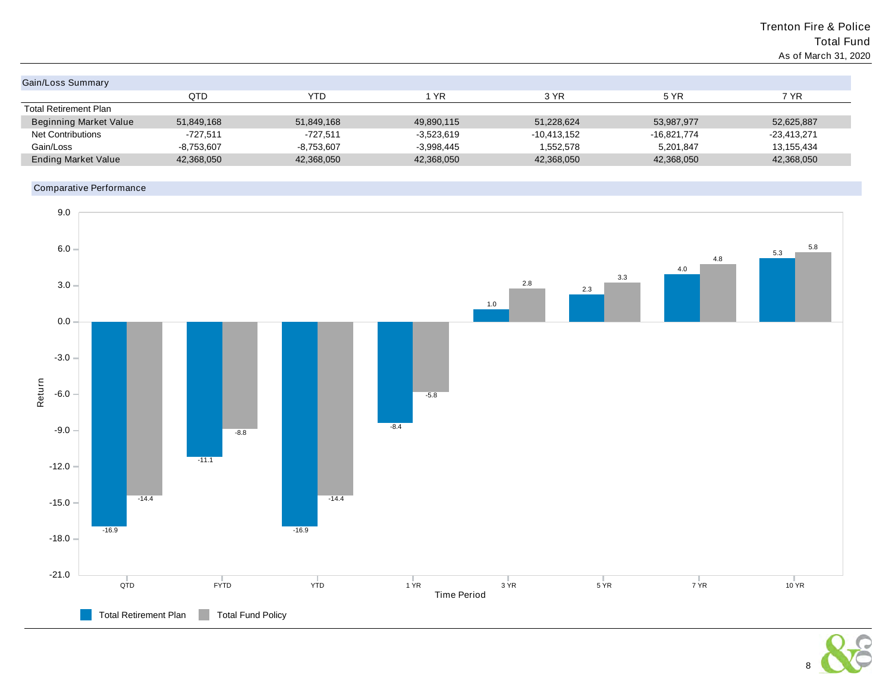Trenton Fire & Police
Total Fund
As of March 31, 2020

## Gain/Loss Summary

| | QTD | YTD | 1 YR | 3 YR | 5 YR | 7 YR |
|---|---|---|---|---|---|---|
| Total Retirement Plan | | | | | | |
| Beginning Market Value | 51,849,168 | 51,849,168 | 49,890,115 | 51,228,624 | 53,987,977 | 52,625,887 |
| Net Contributions | -727,511 | -727,511 | -3,523,619 | -10,413,152 | -16,821,774 | -23,413,271 |
| Gain/Loss | -8,753,607 | -8,753,607 | -3,998,445 | 1,552,578 | 5,201,847 | 13,155,434 |
| Ending Market Value | 42,368,050 | 42,368,050 | 42,368,050 | 42,368,050 | 42,368,050 | 42,368,050 |

## Comparative Performance

| Time Period | Total Retirement Plan | Total Fund Policy |
|---|---|---|
| QTD | -16.9 | -14.4 |
| FYTD | -11.1 | -8.8 |
| YTD | -16.9 | -14.4 |
| 1 YR | -8.4 | -5.8 |
| 3 YR | 1.0 | 2.8 |
| 5 YR | 2.3 | 3.3 |
| 7 YR | 4.0 | 4.8 |
| 10 YR | 5.3 | 5.8 |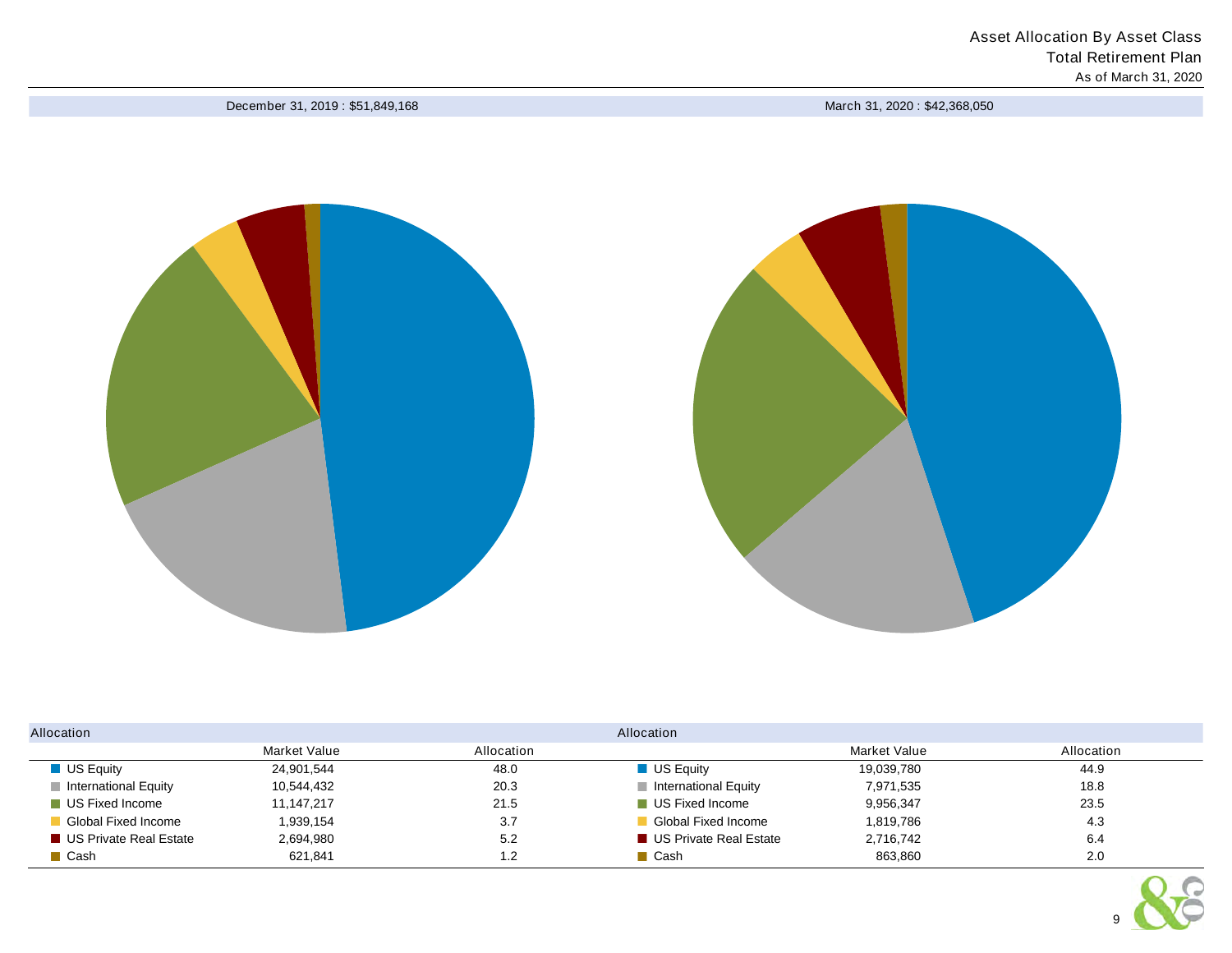# Asset Allocation By Asset Class

## Total Retirement Plan

As of March 31, 2020

| December 31, 2019 : $51,849,168 | | | March 31, 2020 : $42,368,050 | | |
|---|---|---|---|---|---|
| **Allocation** | | | **Allocation** | | |
| | Market Value | Allocation | | Market Value | Allocation |
| US Equity | 24,901,544 | 48.0 | US Equity | 19,039,780 | 44.9 |
| International Equity | 10,544,432 | 20.3 | International Equity | 7,971,535 | 18.8 |
| US Fixed Income | 11,147,217 | 21.5 | US Fixed Income | 9,956,347 | 23.5 |
| Global Fixed Income | 1,939,154 | 3.7 | Global Fixed Income | 1,819,786 | 4.3 |
| US Private Real Estate | 2,694,980 | 5.2 | US Private Real Estate | 2,716,742 | 6.4 |
| Cash | 621,841 | 1.2 | Cash | 863,860 | 2.0 |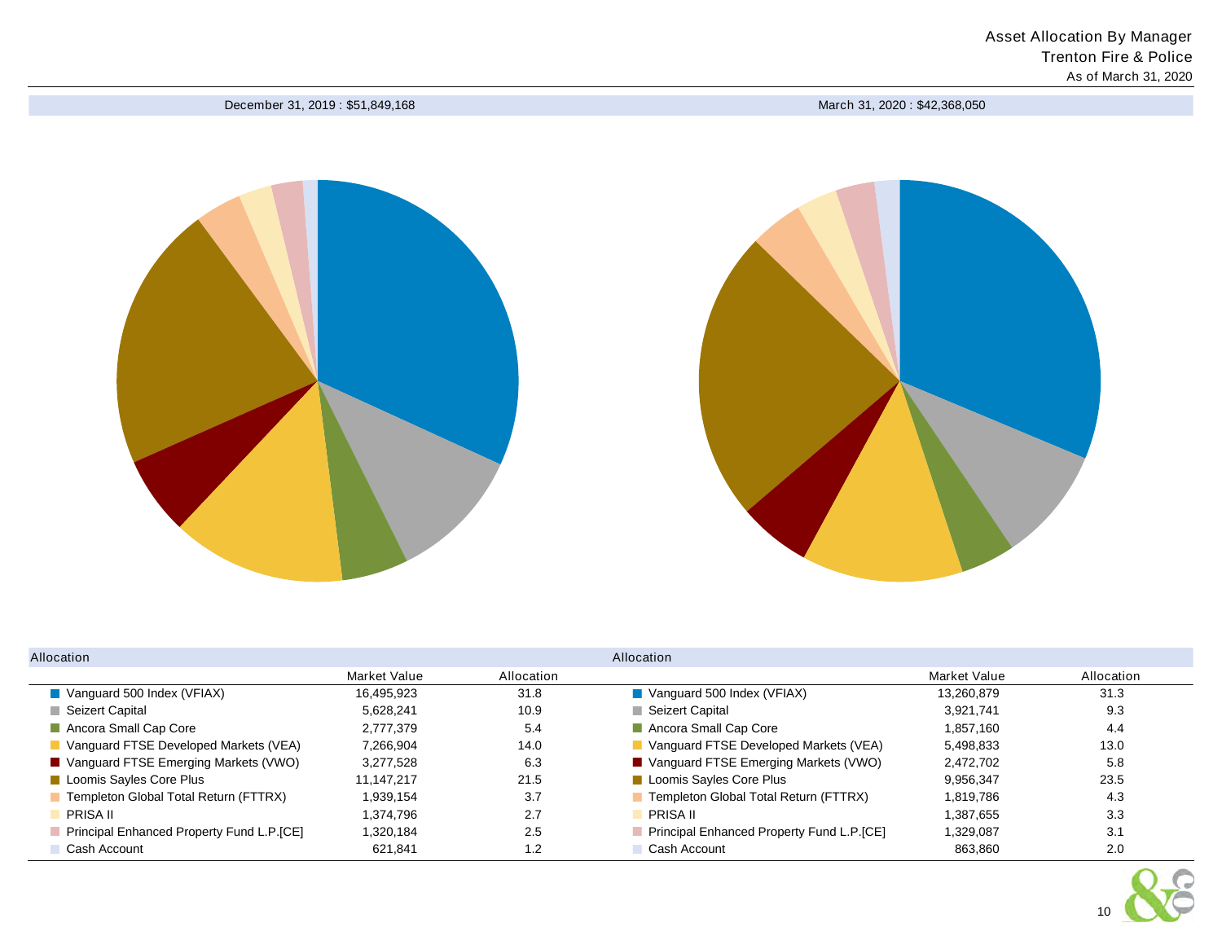# Asset Allocation By Manager

Trenton Fire & Police

As of March 31, 2020

December 31, 2019 : $51,849,168

| Allocation | Market Value | Allocation |
|---|---|---|
| Vanguard 500 Index (VFIAX) | 16,495,923 | 31.8 |
| Seizert Capital | 5,628,241 | 10.9 |
| Ancora Small Cap Core | 2,777,379 | 5.4 |
| Vanguard FTSE Developed Markets (VEA) | 7,266,904 | 14.0 |
| Vanguard FTSE Emerging Markets (VWO) | 3,277,528 | 6.3 |
| Loomis Sayles Core Plus | 11,147,217 | 21.5 |
| Templeton Global Total Return (FTTRX) | 1,939,154 | 3.7 |
| PRISA II | 1,374,796 | 2.7 |
| Principal Enhanced Property Fund L.P.[CE] | 1,320,184 | 2.5 |
| Cash Account | 621,841 | 1.2 |

March 31, 2020 : $42,368,050

| Allocation | Market Value | Allocation |
|---|---|---|
| Vanguard 500 Index (VFIAX) | 13,260,879 | 31.3 |
| Seizert Capital | 3,921,741 | 9.3 |
| Ancora Small Cap Core | 1,857,160 | 4.4 |
| Vanguard FTSE Developed Markets (VEA) | 5,498,833 | 13.0 |
| Vanguard FTSE Emerging Markets (VWO) | 2,472,702 | 5.8 |
| Loomis Sayles Core Plus | 9,956,347 | 23.5 |
| Templeton Global Total Return (FTTRX) | 1,819,786 | 4.3 |
| PRISA II | 1,387,655 | 3.3 |
| Principal Enhanced Property Fund L.P.[CE] | 1,329,087 | 3.1 |
| Cash Account | 863,860 | 2.0 |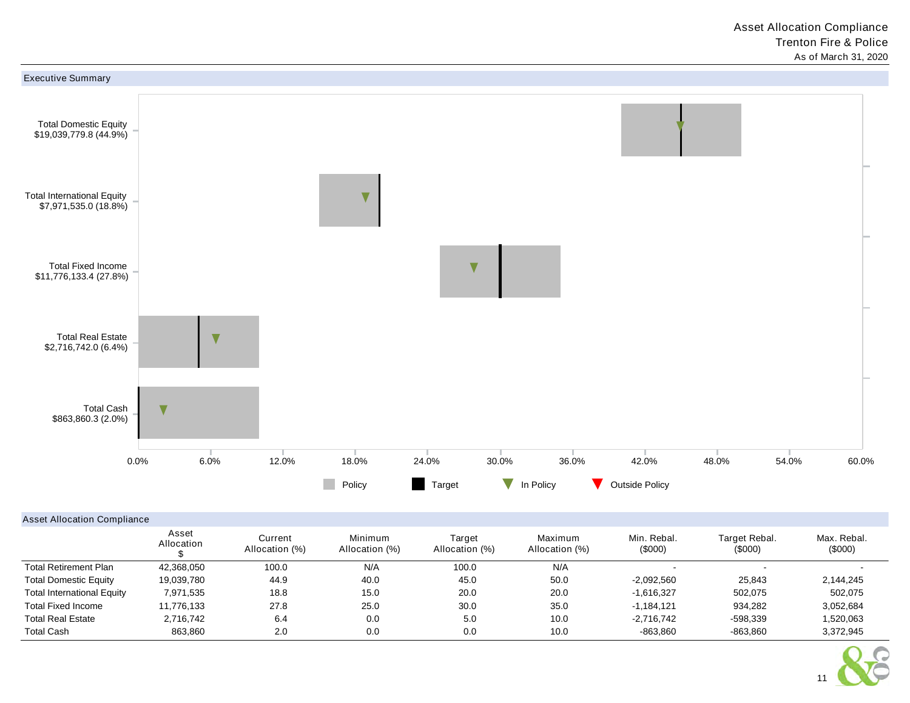# Asset Allocation Compliance
## Trenton Fire & Police
As of March 31, 2020

## Executive Summary

Total Domestic Equity
$19,039,779.8 (44.9%)

Total International Equity
$7,971,535.0 (18.8%)

Total Fixed Income
$11,776,133.4 (27.8%)

Total Real Estate
$2,716,742.0 (6.4%)

Total Cash
$863,860.3 (2.0%)

0.0% 6.0% 12.0% 18.0% 24.0% 30.0% 36.0% 42.0% 48.0% 54.0% 60.0%

Policy | Target | In Policy | Outside Policy

## Asset Allocation Compliance

| | Asset Allocation $ | Current Allocation (%) | Minimum Allocation (%) | Target Allocation (%) | Maximum Allocation (%) | Min. Rebal. ($000) | Target Rebal. ($000) | Max. Rebal. ($000) |
|---|---|---|---|---|---|---|---|---|
| Total Retirement Plan | 42,368,050 | 100.0 | N/A | 100.0 | N/A | - | - | - |
| Total Domestic Equity | 19,039,780 | 44.9 | 40.0 | 45.0 | 50.0 | -2,092,560 | 25,843 | 2,144,245 |
| Total International Equity | 7,971,535 | 18.8 | 15.0 | 20.0 | 20.0 | -1,616,327 | 502,075 | 502,075 |
| Total Fixed Income | 11,776,133 | 27.8 | 25.0 | 30.0 | 35.0 | -1,184,121 | 934,282 | 3,052,684 |
| Total Real Estate | 2,716,742 | 6.4 | 0.0 | 5.0 | 10.0 | -2,716,742 | -598,339 | 1,520,063 |
| Total Cash | 863,860 | 2.0 | 0.0 | 0.0 | 10.0 | -863,860 | -863,860 | 3,372,945 |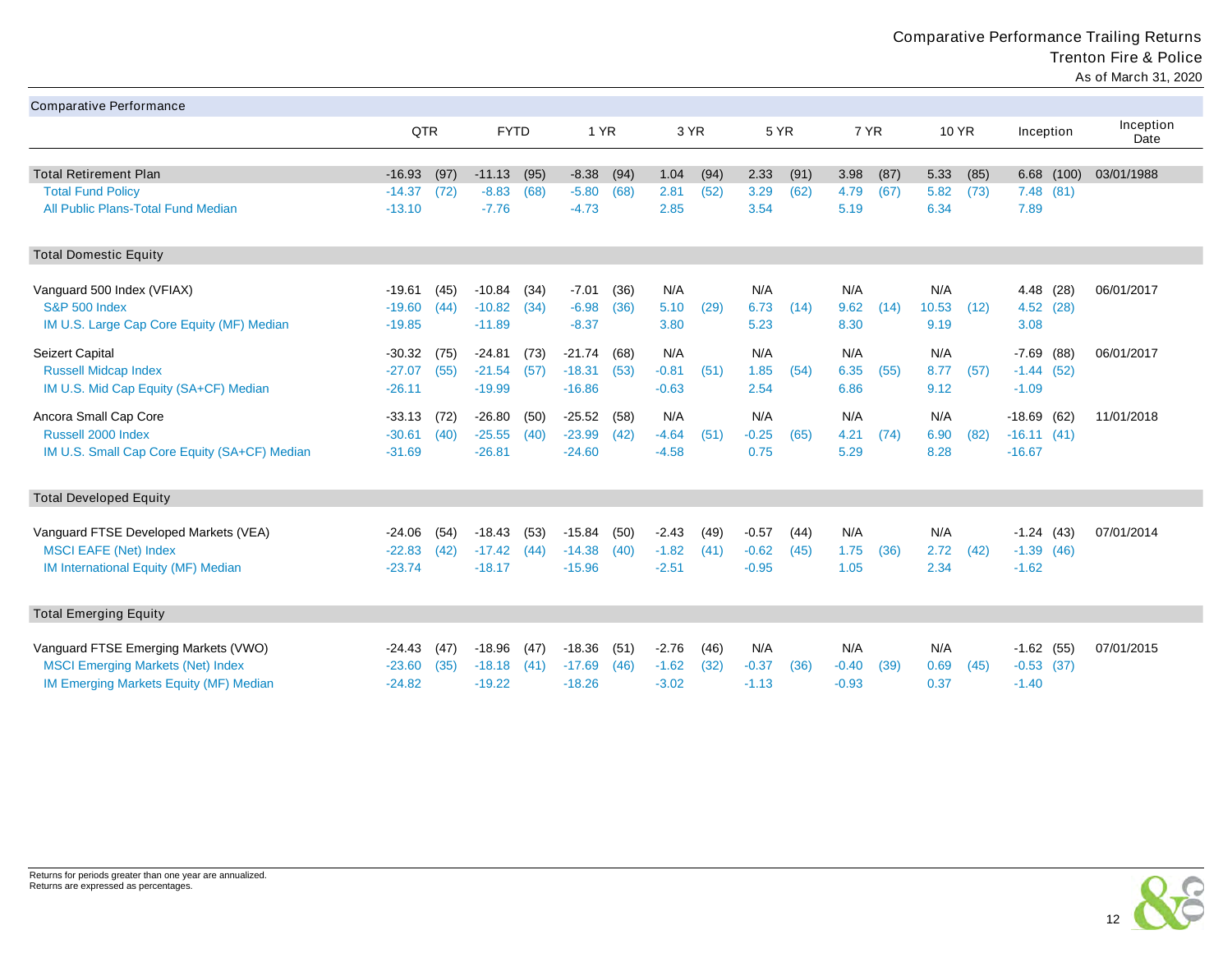Comparative Performance Trailing Returns
Trenton Fire & Police
As of March 31, 2020

## Comparative Performance

| | QTR | | FYTD | | 1 YR | | 3 YR | | 5 YR | | 7 YR | | 10 YR | | Inception | | Inception Date |
|---|---|---|---|---|---|---|---|---|---|---|---|---|---|---|---|---|---|
| **Total Retirement Plan** | -16.93 | (97) | -11.13 | (95) | -8.38 | (94) | 1.04 | (94) | 2.33 | (91) | 3.98 | (87) | 5.33 | (85) | 6.68 | (100) | 03/01/1988 |
| Total Fund Policy | -14.37 | (72) | -8.83 | (68) | -5.80 | (68) | 2.81 | (52) | 3.29 | (62) | 4.79 | (67) | 5.82 | (73) | 7.48 | (81) | |
| All Public Plans-Total Fund Median | -13.10 | | -7.76 | | -4.73 | | 2.85 | | 3.54 | | 5.19 | | 6.34 | | 7.89 | | |
| **Total Domestic Equity** | | | | | | | | | | | | | | | | | |
| Vanguard 500 Index (VFIAX) | -19.61 | (45) | -10.84 | (34) | -7.01 | (36) | N/A | | N/A | | N/A | | N/A | | 4.48 | (28) | 06/01/2017 |
| S&P 500 Index | -19.60 | (44) | -10.82 | (34) | -6.98 | (36) | 5.10 | (29) | 6.73 | (14) | 9.62 | (14) | 10.53 | (12) | 4.52 | (28) | |
| IM U.S. Large Cap Core Equity (MF) Median | -19.85 | | -11.89 | | -8.37 | | 3.80 | | 5.23 | | 8.30 | | 9.19 | | 3.08 | | |
| Seizert Capital | -30.32 | (75) | -24.81 | (73) | -21.74 | (68) | N/A | | N/A | | N/A | | N/A | | -7.69 | (88) | 06/01/2017 |
| Russell Midcap Index | -27.07 | (55) | -21.54 | (57) | -18.31 | (53) | -0.81 | (51) | 1.85 | (54) | 6.35 | (55) | 8.77 | (57) | -1.44 | (52) | |
| IM U.S. Mid Cap Equity (SA+CF) Median | -26.11 | | -19.99 | | -16.86 | | -0.63 | | 2.54 | | 6.86 | | 9.12 | | -1.09 | | |
| Ancora Small Cap Core | -33.13 | (72) | -26.80 | (50) | -25.52 | (58) | N/A | | N/A | | N/A | | N/A | | -18.69 | (62) | 11/01/2018 |
| Russell 2000 Index | -30.61 | (40) | -25.55 | (40) | -23.99 | (42) | -4.64 | (51) | -0.25 | (65) | 4.21 | (74) | 6.90 | (82) | -16.11 | (41) | |
| IM U.S. Small Cap Core Equity (SA+CF) Median | -31.69 | | -26.81 | | -24.60 | | -4.58 | | 0.75 | | 5.29 | | 8.28 | | -16.67 | | |
| **Total Developed Equity** | | | | | | | | | | | | | | | | | |
| Vanguard FTSE Developed Markets (VEA) | -24.06 | (54) | -18.43 | (53) | -15.84 | (50) | -2.43 | (49) | -0.57 | (44) | N/A | | N/A | | -1.24 | (43) | 07/01/2014 |
| MSCI EAFE (Net) Index | -22.83 | (42) | -17.42 | (44) | -14.38 | (40) | -1.82 | (41) | -0.62 | (45) | 1.75 | (36) | 2.72 | (42) | -1.39 | (46) | |
| IM International Equity (MF) Median | -23.74 | | -18.17 | | -15.96 | | -2.51 | | -0.95 | | 1.05 | | 2.34 | | -1.62 | | |
| **Total Emerging Equity** | | | | | | | | | | | | | | | | | |
| Vanguard FTSE Emerging Markets (VWO) | -24.43 | (47) | -18.96 | (47) | -18.36 | (51) | -2.76 | (46) | N/A | | N/A | | N/A | | -1.62 | (55) | 07/01/2015 |
| MSCI Emerging Markets (Net) Index | -23.60 | (35) | -18.18 | (41) | -17.69 | (46) | -1.62 | (32) | -0.37 | (36) | -0.40 | (39) | 0.69 | (45) | -0.53 | (37) | |
| IM Emerging Markets Equity (MF) Median | -24.82 | | -19.22 | | -18.26 | | -3.02 | | -1.13 | | -0.93 | | 0.37 | | -1.40 | | |

Returns for periods greater than one year are annualized.
Returns are expressed as percentages.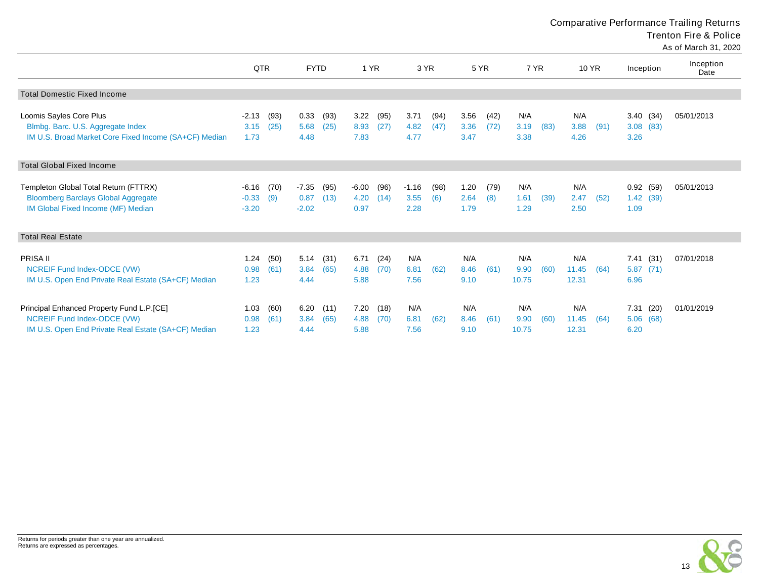# Comparative Performance Trailing Returns

## Trenton Fire & Police

As of March 31, 2020

| | QTR | | FYTD | | 1 YR | | 3 YR | | 5 YR | | 7 YR | | 10 YR | | Inception | | Inception Date |
|---|---|---|---|---|---|---|---|---|---|---|---|---|---|---|---|---|---|
| **Total Domestic Fixed Income** | | | | | | | | | | | | | | | | | |
| Loomis Sayles Core Plus | -2.13 | (93) | 0.33 | (93) | 3.22 | (95) | 3.71 | (94) | 3.56 | (42) | N/A | | N/A | | 3.40 | (34) | 05/01/2013 |
| Blmbg. Barc. U.S. Aggregate Index | 3.15 | (25) | 5.68 | (25) | 8.93 | (27) | 4.82 | (47) | 3.36 | (72) | 3.19 | (83) | 3.88 | (91) | 3.08 | (83) | |
| IM U.S. Broad Market Core Fixed Income (SA+CF) Median | 1.73 | | 4.48 | | 7.83 | | 4.77 | | 3.47 | | 3.38 | | 4.26 | | 3.26 | | |
| **Total Global Fixed Income** | | | | | | | | | | | | | | | | | |
| Templeton Global Total Return (FTTRX) | -6.16 | (70) | -7.35 | (95) | -6.00 | (96) | -1.16 | (98) | 1.20 | (79) | N/A | | N/A | | 0.92 | (59) | 05/01/2013 |
| Bloomberg Barclays Global Aggregate | -0.33 | (9) | 0.87 | (13) | 4.20 | (14) | 3.55 | (6) | 2.64 | (8) | 1.61 | (39) | 2.47 | (52) | 1.42 | (39) | |
| IM Global Fixed Income (MF) Median | -3.20 | | -2.02 | | 0.97 | | 2.28 | | 1.79 | | 1.29 | | 2.50 | | 1.09 | | |
| **Total Real Estate** | | | | | | | | | | | | | | | | | |
| PRISA II | 1.24 | (50) | 5.14 | (31) | 6.71 | (24) | N/A | | N/A | | N/A | | N/A | | 7.41 | (31) | 07/01/2018 |
| NCREIF Fund Index-ODCE (VW) | 0.98 | (61) | 3.84 | (65) | 4.88 | (70) | 6.81 | (62) | 8.46 | (61) | 9.90 | (60) | 11.45 | (64) | 5.87 | (71) | |
| IM U.S. Open End Private Real Estate (SA+CF) Median | 1.23 | | 4.44 | | 5.88 | | 7.56 | | 9.10 | | 10.75 | | 12.31 | | 6.96 | | |
| Principal Enhanced Property Fund L.P.[CE] | 1.03 | (60) | 6.20 | (11) | 7.20 | (18) | N/A | | N/A | | N/A | | N/A | | 7.31 | (20) | 01/01/2019 |
| NCREIF Fund Index-ODCE (VW) | 0.98 | (61) | 3.84 | (65) | 4.88 | (70) | 6.81 | (62) | 8.46 | (61) | 9.90 | (60) | 11.45 | (64) | 5.06 | (68) | |
| IM U.S. Open End Private Real Estate (SA+CF) Median | 1.23 | | 4.44 | | 5.88 | | 7.56 | | 9.10 | | 10.75 | | 12.31 | | 6.20 | | |

Returns for periods greater than one year are annualized.
Returns are expressed as percentages.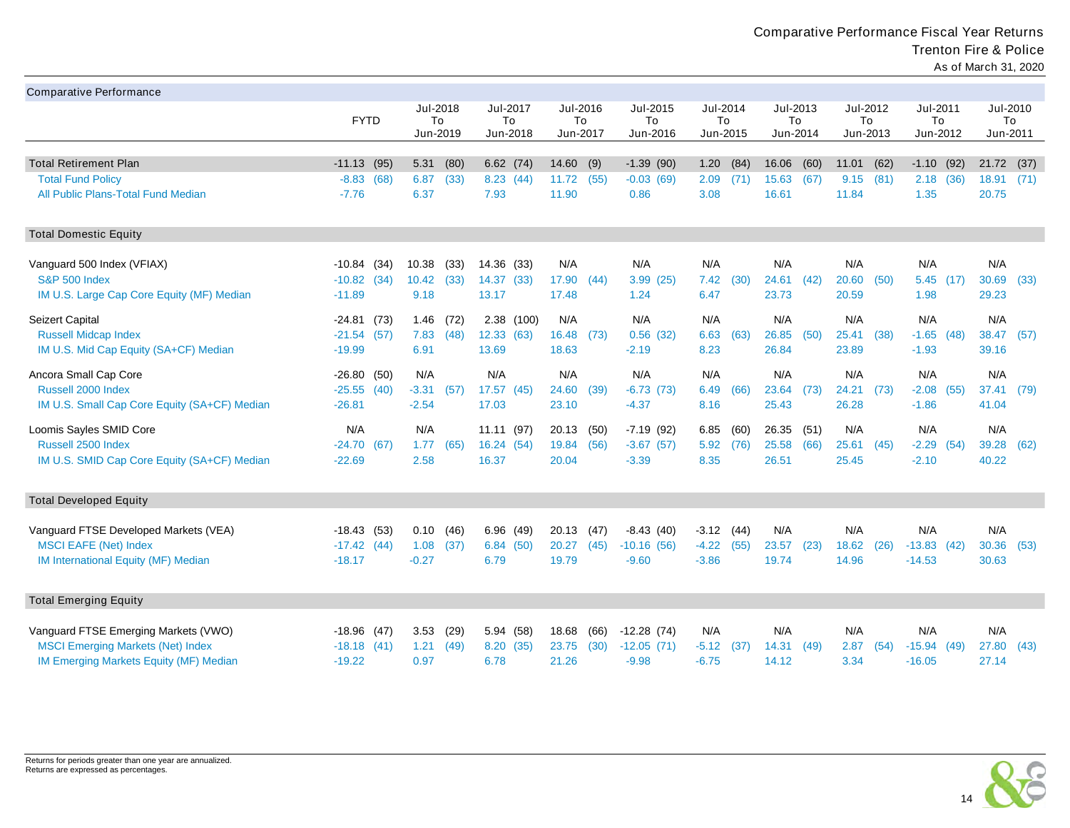# Comparative Performance Fiscal Year Returns

## Trenton Fire & Police

As of March 31, 2020

| Comparative Performance | FYTD | | Jul-2018 To Jun-2019 | | Jul-2017 To Jun-2018 | | Jul-2016 To Jun-2017 | | Jul-2015 To Jun-2016 | | Jul-2014 To Jun-2015 | | Jul-2013 To Jun-2014 | | Jul-2012 To Jun-2013 | | Jul-2011 To Jun-2012 | | Jul-2010 To Jun-2011 | |
|---|---|---|---|---|---|---|---|---|---|---|---|---|---|---|---|---|---|---|---|---|
| **Total Retirement Plan** | -11.13 | (95) | 5.31 | (80) | 6.62 | (74) | 14.60 | (9) | -1.39 | (90) | 1.20 | (84) | 16.06 | (60) | 11.01 | (62) | -1.10 | (92) | 21.72 | (37) |
| Total Fund Policy | -8.83 | (68) | 6.87 | (33) | 8.23 | (44) | 11.72 | (55) | -0.03 | (69) | 2.09 | (71) | 15.63 | (67) | 9.15 | (81) | 2.18 | (36) | 18.91 | (71) |
| All Public Plans-Total Fund Median | -7.76 | | 6.37 | | 7.93 | | 11.90 | | 0.86 | | 3.08 | | 16.61 | | 11.84 | | 1.35 | | 20.75 | |
| **Total Domestic Equity** | | | | | | | | | | | | | | | | | | | | |
| Vanguard 500 Index (VFIAX) | -10.84 | (34) | 10.38 | (33) | 14.36 | (33) | N/A | | N/A | | N/A | | N/A | | N/A | | N/A | | N/A | |
| S&P 500 Index | -10.82 | (34) | 10.42 | (33) | 14.37 | (33) | 17.90 | (44) | 3.99 | (25) | 7.42 | (30) | 24.61 | (42) | 20.60 | (50) | 5.45 | (17) | 30.69 | (33) |
| IM U.S. Large Cap Core Equity (MF) Median | -11.89 | | 9.18 | | 13.17 | | 17.48 | | 1.24 | | 6.47 | | 23.73 | | 20.59 | | 1.98 | | 29.23 | |
| Seizert Capital | -24.81 | (73) | 1.46 | (72) | 2.38 | (100) | N/A | | N/A | | N/A | | N/A | | N/A | | N/A | | N/A | |
| Russell Midcap Index | -21.54 | (57) | 7.83 | (48) | 12.33 | (63) | 16.48 | (73) | 0.56 | (32) | 6.63 | (63) | 26.85 | (50) | 25.41 | (38) | -1.65 | (48) | 38.47 | (57) |
| IM U.S. Mid Cap Equity (SA+CF) Median | -19.99 | | 6.91 | | 13.69 | | 18.63 | | -2.19 | | 8.23 | | 26.84 | | 23.89 | | -1.93 | | 39.16 | |
| Ancora Small Cap Core | -26.80 | (50) | N/A | | N/A | | N/A | | N/A | | N/A | | N/A | | N/A | | N/A | | N/A | |
| Russell 2000 Index | -25.55 | (40) | -3.31 | (57) | 17.57 | (45) | 24.60 | (39) | -6.73 | (73) | 6.49 | (66) | 23.64 | (73) | 24.21 | (73) | -2.08 | (55) | 37.41 | (79) |
| IM U.S. Small Cap Core Equity (SA+CF) Median | -26.81 | | -2.54 | | 17.03 | | 23.10 | | -4.37 | | 8.16 | | 25.43 | | 26.28 | | -1.86 | | 41.04 | |
| Loomis Sayles SMID Core | N/A | | N/A | | 11.11 | (97) | 20.13 | (50) | -7.19 | (92) | 6.85 | (60) | 26.35 | (51) | N/A | | N/A | | N/A | |
| Russell 2500 Index | -24.70 | (67) | 1.77 | (65) | 16.24 | (54) | 19.84 | (56) | -3.67 | (57) | 5.92 | (76) | 25.58 | (66) | 25.61 | (45) | -2.29 | (54) | 39.28 | (62) |
| IM U.S. SMID Cap Core Equity (SA+CF) Median | -22.69 | | 2.58 | | 16.37 | | 20.04 | | -3.39 | | 8.35 | | 26.51 | | 25.45 | | -2.10 | | 40.22 | |
| **Total Developed Equity** | | | | | | | | | | | | | | | | | | | | |
| Vanguard FTSE Developed Markets (VEA) | -18.43 | (53) | 0.10 | (46) | 6.96 | (49) | 20.13 | (47) | -8.43 | (40) | -3.12 | (44) | N/A | | N/A | | N/A | | N/A | |
| MSCI EAFE (Net) Index | -17.42 | (44) | 1.08 | (37) | 6.84 | (50) | 20.27 | (45) | -10.16 | (56) | -4.22 | (55) | 23.57 | (23) | 18.62 | (26) | -13.83 | (42) | 30.36 | (53) |
| IM International Equity (MF) Median | -18.17 | | -0.27 | | 6.79 | | 19.79 | | -9.60 | | -3.86 | | 19.74 | | 14.96 | | -14.53 | | 30.63 | |
| **Total Emerging Equity** | | | | | | | | | | | | | | | | | | | | |
| Vanguard FTSE Emerging Markets (VWO) | -18.96 | (47) | 3.53 | (29) | 5.94 | (58) | 18.68 | (66) | -12.28 | (74) | N/A | | N/A | | N/A | | N/A | | N/A | |
| MSCI Emerging Markets (Net) Index | -18.18 | (41) | 1.21 | (49) | 8.20 | (35) | 23.75 | (30) | -12.05 | (71) | -5.12 | (37) | 14.31 | (49) | 2.87 | (54) | -15.94 | (49) | 27.80 | (43) |
| IM Emerging Markets Equity (MF) Median | -19.22 | | 0.97 | | 6.78 | | 21.26 | | -9.98 | | -6.75 | | 14.12 | | 3.34 | | -16.05 | | 27.14 | |

Returns for periods greater than one year are annualized.
Returns are expressed as percentages.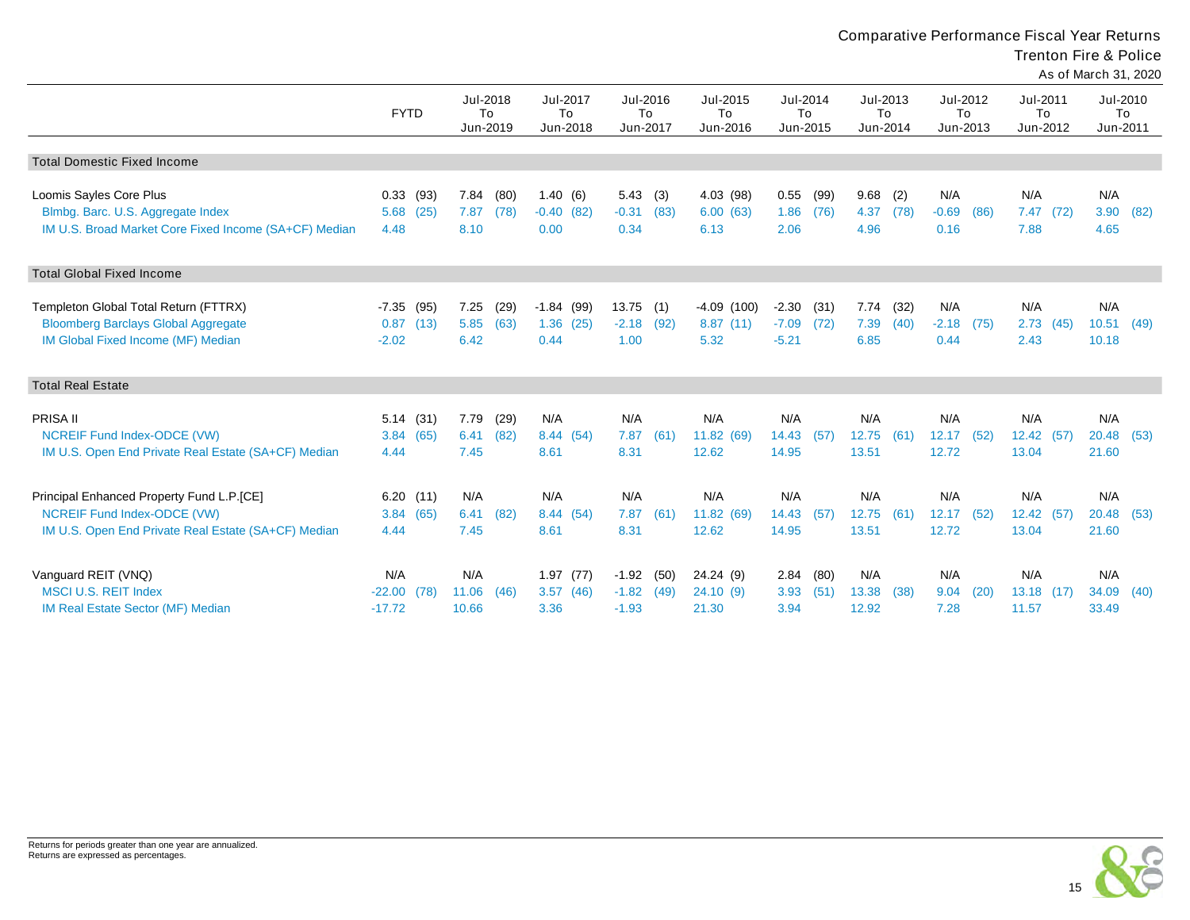# Comparative Performance Fiscal Year Returns

## Trenton Fire & Police

As of March 31, 2020

| | FYTD | | Jul-2018 To Jun-2019 | | Jul-2017 To Jun-2018 | | Jul-2016 To Jun-2017 | | Jul-2015 To Jun-2016 | | Jul-2014 To Jun-2015 | | Jul-2013 To Jun-2014 | | Jul-2012 To Jun-2013 | | Jul-2011 To Jun-2012 | | Jul-2010 To Jun-2011 | |
|---|---|---|---|---|---|---|---|---|---|---|---|---|---|---|---|---|---|---|---|---|
| **Total Domestic Fixed Income** | | | | | | | | | | | | | | | | | | | | |
| Loomis Sayles Core Plus | 0.33 | (93) | 7.84 | (80) | 1.40 | (6) | 5.43 | (3) | 4.03 | (98) | 0.55 | (99) | 9.68 | (2) | N/A | | N/A | | N/A | |
| Blmbg. Barc. U.S. Aggregate Index | 5.68 | (25) | 7.87 | (78) | -0.40 | (82) | -0.31 | (83) | 6.00 | (63) | 1.86 | (76) | 4.37 | (78) | -0.69 | (86) | 7.47 | (72) | 3.90 | (82) |
| IM U.S. Broad Market Core Fixed Income (SA+CF) Median | 4.48 | | 8.10 | | 0.00 | | 0.34 | | 6.13 | | 2.06 | | 4.96 | | 0.16 | | 7.88 | | 4.65 | |
| **Total Global Fixed Income** | | | | | | | | | | | | | | | | | | | | |
| Templeton Global Total Return (FTTRX) | -7.35 | (95) | 7.25 | (29) | -1.84 | (99) | 13.75 | (1) | -4.09 | (100) | -2.30 | (31) | 7.74 | (32) | N/A | | N/A | | N/A | |
| Bloomberg Barclays Global Aggregate | 0.87 | (13) | 5.85 | (63) | 1.36 | (25) | -2.18 | (92) | 8.87 | (11) | -7.09 | (72) | 7.39 | (40) | -2.18 | (75) | 2.73 | (45) | 10.51 | (49) |
| IM Global Fixed Income (MF) Median | -2.02 | | 6.42 | | 0.44 | | 1.00 | | 5.32 | | -5.21 | | 6.85 | | 0.44 | | 2.43 | | 10.18 | |
| **Total Real Estate** | | | | | | | | | | | | | | | | | | | | |
| PRISA II | 5.14 | (31) | 7.79 | (29) | N/A | | N/A | | N/A | | N/A | | N/A | | N/A | | N/A | | N/A | |
| NCREIF Fund Index-ODCE (VW) | 3.84 | (65) | 6.41 | (82) | 8.44 | (54) | 7.87 | (61) | 11.82 | (69) | 14.43 | (57) | 12.75 | (61) | 12.17 | (52) | 12.42 | (57) | 20.48 | (53) |
| IM U.S. Open End Private Real Estate (SA+CF) Median | 4.44 | | 7.45 | | 8.61 | | 8.31 | | 12.62 | | 14.95 | | 13.51 | | 12.72 | | 13.04 | | 21.60 | |
| Principal Enhanced Property Fund L.P.[CE] | 6.20 | (11) | N/A | | N/A | | N/A | | N/A | | N/A | | N/A | | N/A | | N/A | | N/A | |
| NCREIF Fund Index-ODCE (VW) | 3.84 | (65) | 6.41 | (82) | 8.44 | (54) | 7.87 | (61) | 11.82 | (69) | 14.43 | (57) | 12.75 | (61) | 12.17 | (52) | 12.42 | (57) | 20.48 | (53) |
| IM U.S. Open End Private Real Estate (SA+CF) Median | 4.44 | | 7.45 | | 8.61 | | 8.31 | | 12.62 | | 14.95 | | 13.51 | | 12.72 | | 13.04 | | 21.60 | |
| Vanguard REIT (VNQ) | N/A | | N/A | | 1.97 | (77) | -1.92 | (50) | 24.24 | (9) | 2.84 | (80) | N/A | | N/A | | N/A | | N/A | |
| MSCI U.S. REIT Index | -22.00 | (78) | 11.06 | (46) | 3.57 | (46) | -1.82 | (49) | 24.10 | (9) | 3.93 | (51) | 13.38 | (38) | 9.04 | (20) | 13.18 | (17) | 34.09 | (40) |
| IM Real Estate Sector (MF) Median | -17.72 | | 10.66 | | 3.36 | | -1.93 | | 21.30 | | 3.94 | | 12.92 | | 7.28 | | 11.57 | | 33.49 | |

Returns for periods greater than one year are annualized.
Returns are expressed as percentages.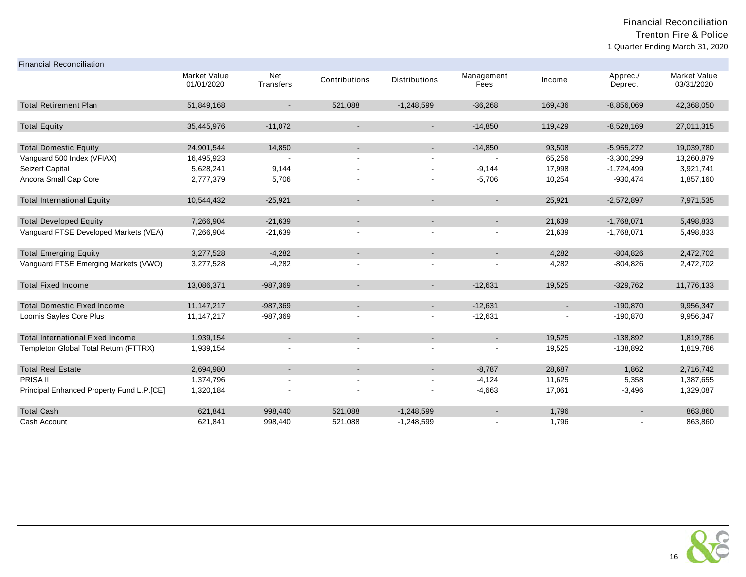Financial Reconciliation
Trenton Fire & Police
1 Quarter Ending March 31, 2020

| Financial Reconciliation | Market Value 01/01/2020 | Net Transfers | Contributions | Distributions | Management Fees | Income | Apprec./ Deprec. | Market Value 03/31/2020 |
|---|---|---|---|---|---|---|---|---|
| Total Retirement Plan | 51,849,168 | - | 521,088 | -1,248,599 | -36,268 | 169,436 | -8,856,069 | 42,368,050 |
| Total Equity | 35,445,976 | -11,072 | - | - | -14,850 | 119,429 | -8,528,169 | 27,011,315 |
| Total Domestic Equity | 24,901,544 | 14,850 | - | - | -14,850 | 93,508 | -5,955,272 | 19,039,780 |
| Vanguard 500 Index (VFIAX) | 16,495,923 | - | - | - | - | 65,256 | -3,300,299 | 13,260,879 |
| Seizert Capital | 5,628,241 | 9,144 | - | - | -9,144 | 17,998 | -1,724,499 | 3,921,741 |
| Ancora Small Cap Core | 2,777,379 | 5,706 | - | - | -5,706 | 10,254 | -930,474 | 1,857,160 |
| Total International Equity | 10,544,432 | -25,921 | - | - | - | 25,921 | -2,572,897 | 7,971,535 |
| Total Developed Equity | 7,266,904 | -21,639 | - | - | - | 21,639 | -1,768,071 | 5,498,833 |
| Vanguard FTSE Developed Markets (VEA) | 7,266,904 | -21,639 | - | - | - | 21,639 | -1,768,071 | 5,498,833 |
| Total Emerging Equity | 3,277,528 | -4,282 | - | - | - | 4,282 | -804,826 | 2,472,702 |
| Vanguard FTSE Emerging Markets (VWO) | 3,277,528 | -4,282 | - | - | - | 4,282 | -804,826 | 2,472,702 |
| Total Fixed Income | 13,086,371 | -987,369 | - | - | -12,631 | 19,525 | -329,762 | 11,776,133 |
| Total Domestic Fixed Income | 11,147,217 | -987,369 | - | - | -12,631 | - | -190,870 | 9,956,347 |
| Loomis Sayles Core Plus | 11,147,217 | -987,369 | - | - | -12,631 | - | -190,870 | 9,956,347 |
| Total International Fixed Income | 1,939,154 | - | - | - | - | 19,525 | -138,892 | 1,819,786 |
| Templeton Global Total Return (FTTRX) | 1,939,154 | - | - | - | - | 19,525 | -138,892 | 1,819,786 |
| Total Real Estate | 2,694,980 | - | - | - | -8,787 | 28,687 | 1,862 | 2,716,742 |
| PRISA II | 1,374,796 | - | - | - | -4,124 | 11,625 | 5,358 | 1,387,655 |
| Principal Enhanced Property Fund L.P.[CE] | 1,320,184 | - | - | - | -4,663 | 17,061 | -3,496 | 1,329,087 |
| Total Cash | 621,841 | 998,440 | 521,088 | -1,248,599 | - | 1,796 | - | 863,860 |
| Cash Account | 621,841 | 998,440 | 521,088 | -1,248,599 | - | 1,796 | - | 863,860 |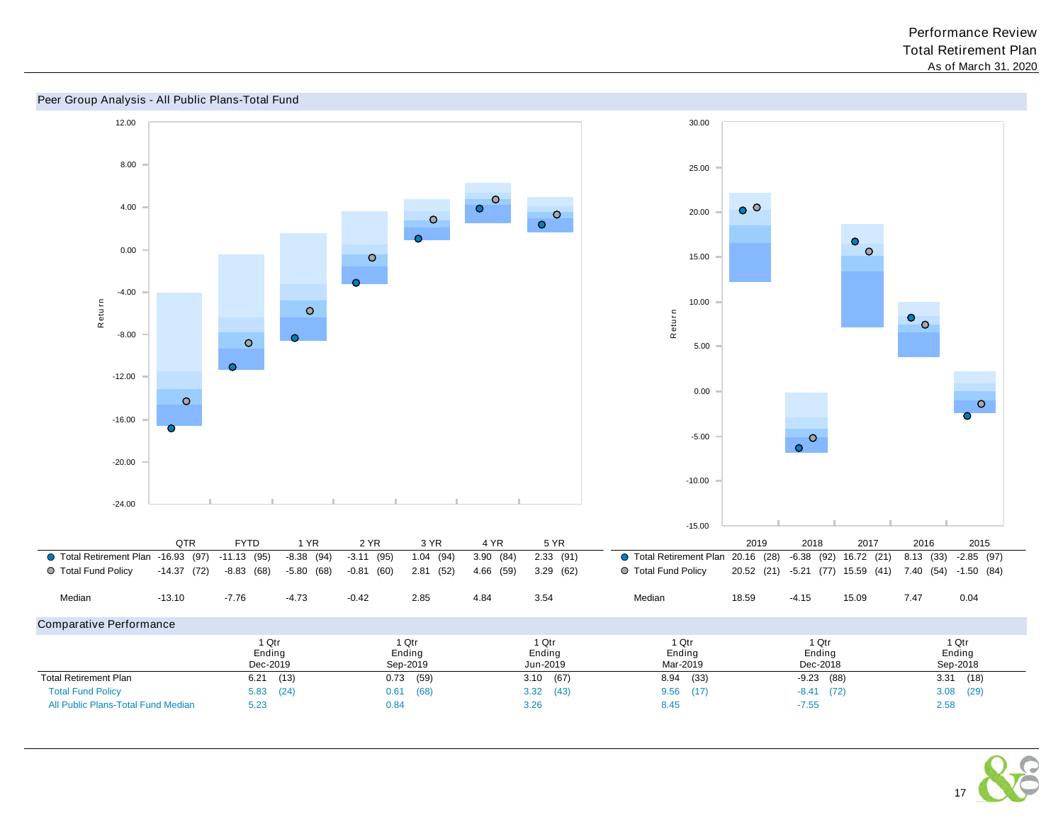Performance Review
Total Retirement Plan
As of March 31, 2020

## Peer Group Analysis - All Public Plans-Total Fund

| | QTR | FYTD | 1 YR | 2 YR | 3 YR | 4 YR | 5 YR |
|---|---|---|---|---|---|---|---|
| Total Retirement Plan | -16.93 (97) | -11.13 (95) | -8.38 (94) | -3.11 (95) | 1.04 (94) | 3.90 (84) | 2.33 (91) |
| Total Fund Policy | -14.37 (72) | -8.83 (68) | -5.80 (68) | -0.81 (60) | 2.81 (52) | 4.66 (59) | 3.29 (62) |
| Median | -13.10 | -7.76 | -4.73 | -0.42 | 2.85 | 4.84 | 3.54 |

| | 2019 | 2018 | 2017 | 2016 | 2015 |
|---|---|---|---|---|---|
| Total Retirement Plan | 20.16 (28) | -6.38 (92) | 16.72 (21) | 8.13 (33) | -2.85 (97) |
| Total Fund Policy | 20.52 (21) | -5.21 (77) | 15.59 (41) | 7.40 (54) | -1.50 (84) |
| Median | 18.59 | -4.15 | 15.09 | 7.47 | 0.04 |

## Comparative Performance

| | 1 Qtr Ending Dec-2019 | 1 Qtr Ending Sep-2019 | 1 Qtr Ending Jun-2019 | 1 Qtr Ending Mar-2019 | 1 Qtr Ending Dec-2018 | 1 Qtr Ending Sep-2018 |
|---|---|---|---|---|---|---|
| Total Retirement Plan | 6.21 (13) | 0.73 (59) | 3.10 (67) | 8.94 (33) | -9.23 (88) | 3.31 (18) |
| Total Fund Policy | 5.83 (24) | 0.61 (68) | 3.32 (43) | 9.56 (17) | -8.41 (72) | 3.08 (29) |
| All Public Plans-Total Fund Median | 5.23 | 0.84 | 3.26 | 8.45 | -7.55 | 2.58 |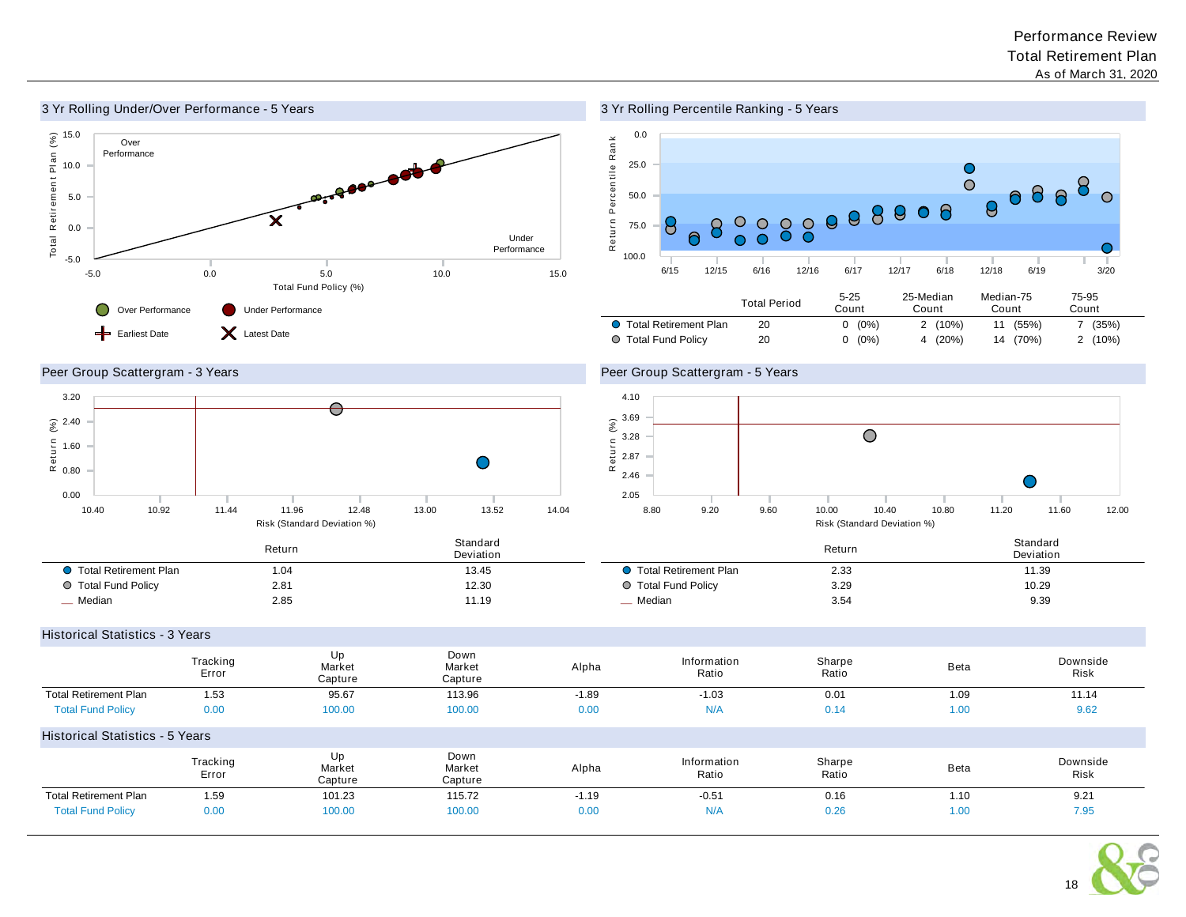Performance Review
Total Retirement Plan
As of March 31, 2020

## 3 Yr Rolling Under/Over Performance - 5 Years

## 3 Yr Rolling Percentile Ranking - 5 Years

| | Total Period | 5-25 Count | 25-Median Count | Median-75 Count | 75-95 Count |
|---|---|---|---|---|---|
| Total Retirement Plan | 20 | 0 (0%) | 2 (10%) | 11 (55%) | 7 (35%) |
| Total Fund Policy | 20 | 0 (0%) | 4 (20%) | 14 (70%) | 2 (10%) |

## Peer Group Scattergram - 3 Years

| | Return | Standard Deviation |
|---|---|---|
| Total Retirement Plan | 1.04 | 13.45 |
| Total Fund Policy | 2.81 | 12.30 |
| Median | 2.85 | 11.19 |

## Peer Group Scattergram - 5 Years

| | Return | Standard Deviation |
|---|---|---|
| Total Retirement Plan | 2.33 | 11.39 |
| Total Fund Policy | 3.29 | 10.29 |
| Median | 3.54 | 9.39 |

## Historical Statistics - 3 Years

| | Tracking Error | Up Market Capture | Down Market Capture | Alpha | Information Ratio | Sharpe Ratio | Beta | Downside Risk |
|---|---|---|---|---|---|---|---|---|
| Total Retirement Plan | 1.53 | 95.67 | 113.96 | -1.89 | -1.03 | 0.01 | 1.09 | 11.14 |
| Total Fund Policy | 0.00 | 100.00 | 100.00 | 0.00 | N/A | 0.14 | 1.00 | 9.62 |

## Historical Statistics - 5 Years

| | Tracking Error | Up Market Capture | Down Market Capture | Alpha | Information Ratio | Sharpe Ratio | Beta | Downside Risk |
|---|---|---|---|---|---|---|---|---|
| Total Retirement Plan | 1.59 | 101.23 | 115.72 | -1.19 | -0.51 | 0.16 | 1.10 | 9.21 |
| Total Fund Policy | 0.00 | 100.00 | 100.00 | 0.00 | N/A | 0.26 | 1.00 | 7.95 |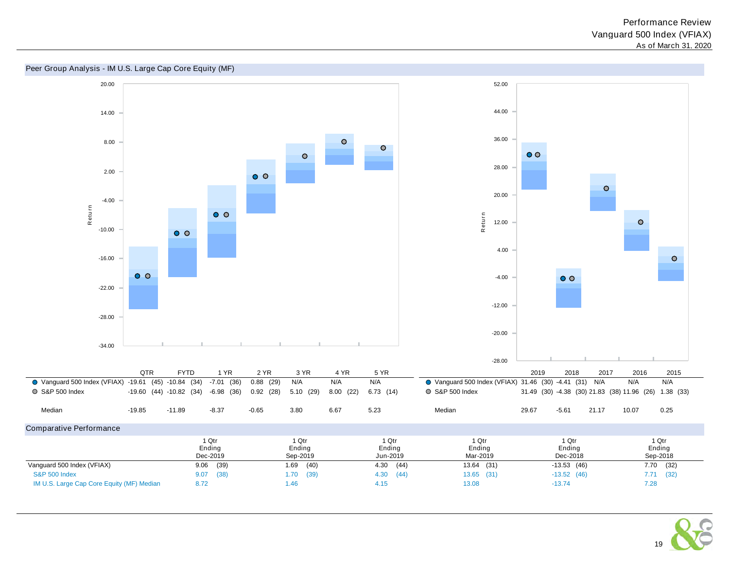Performance Review
Vanguard 500 Index (VFIAX)
As of March 31, 2020

## Peer Group Analysis - IM U.S. Large Cap Core Equity (MF)

| | QTR | FYTD | 1 YR | 2 YR | 3 YR | 4 YR | 5 YR |
|---|---|---|---|---|---|---|---|
| ● Vanguard 500 Index (VFIAX) | -19.61 (45) | -10.84 (34) | -7.01 (36) | 0.88 (29) | N/A | N/A | N/A |
| ● S&P 500 Index | -19.60 (44) | -10.82 (34) | -6.98 (36) | 0.92 (28) | 5.10 (29) | 8.00 (22) | 6.73 (14) |
| Median | -19.85 | -11.89 | -8.37 | -0.65 | 3.80 | 6.67 | 5.23 |

| | 2019 | 2018 | 2017 | 2016 | 2015 |
|---|---|---|---|---|---|
| ● Vanguard 500 Index (VFIAX) | 31.46 (30) | -4.41 (31) | N/A | N/A | N/A |
| ● S&P 500 Index | 31.49 (30) | -4.38 (30) | 21.83 (38) | 11.96 (26) | 1.38 (33) |
| Median | 29.67 | -5.61 | 21.17 | 10.07 | 0.25 |

## Comparative Performance

| | 1 Qtr Ending Dec-2019 | 1 Qtr Ending Sep-2019 | 1 Qtr Ending Jun-2019 | 1 Qtr Ending Mar-2019 | 1 Qtr Ending Dec-2018 | 1 Qtr Ending Sep-2018 |
|---|---|---|---|---|---|---|
| Vanguard 500 Index (VFIAX) | 9.06 (39) | 1.69 (40) | 4.30 (44) | 13.64 (31) | -13.53 (46) | 7.70 (32) |
| S&P 500 Index | 9.07 (38) | 1.70 (39) | 4.30 (44) | 13.65 (31) | -13.52 (46) | 7.71 (32) |
| IM U.S. Large Cap Core Equity (MF) Median | 8.72 | 1.46 | 4.15 | 13.08 | -13.74 | 7.28 |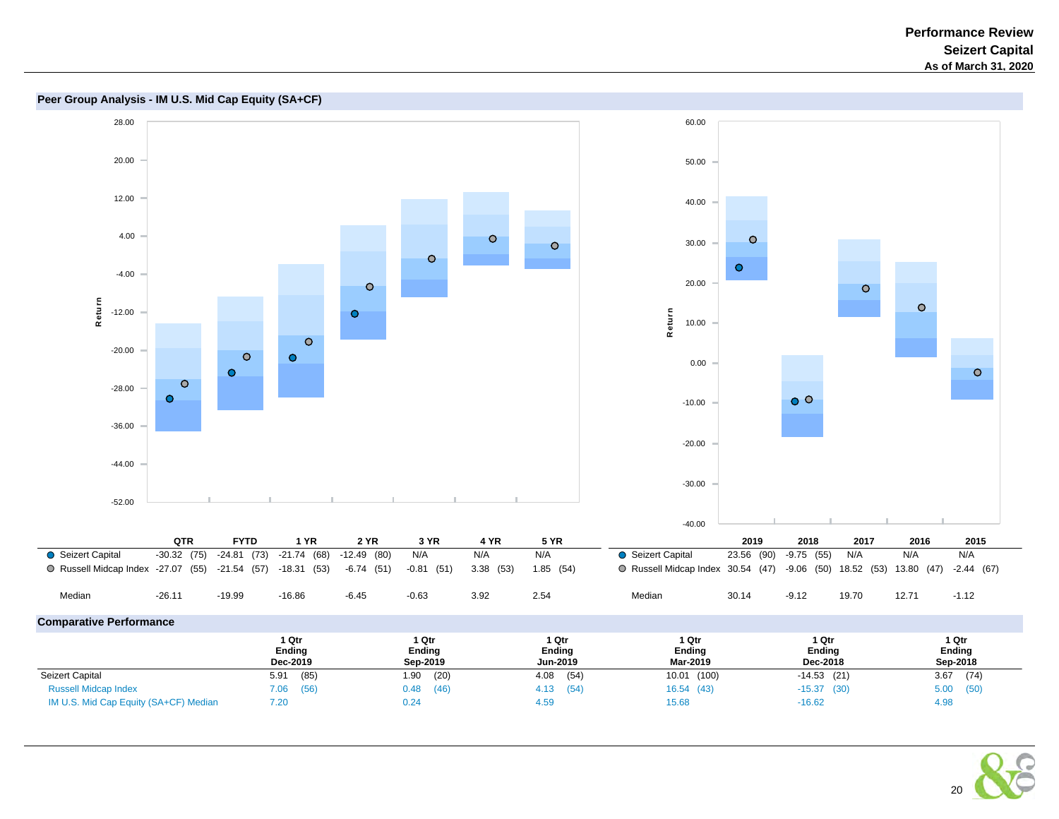## Peer Group Analysis - IM U.S. Mid Cap Equity (SA+CF)

| | QTR | FYTD | 1 YR | 2 YR | 3 YR | 4 YR | 5 YR |
|---|---|---|---|---|---|---|---|
| Seizert Capital | -30.32 (75) | -24.81 (73) | -21.74 (68) | -12.49 (80) | N/A | N/A | N/A |
| Russell Midcap Index | -27.07 (55) | -21.54 (57) | -18.31 (53) | -6.74 (51) | -0.81 (51) | 3.38 (53) | 1.85 (54) |
| Median | -26.11 | -19.99 | -16.86 | -6.45 | -0.63 | 3.92 | 2.54 |

| | 2019 | 2018 | 2017 | 2016 | 2015 |
|---|---|---|---|---|---|
| Seizert Capital | 23.56 (90) | -9.75 (55) | N/A | N/A | N/A |
| Russell Midcap Index | 30.54 (47) | -9.06 (50) | 18.52 (53) | 13.80 (47) | -2.44 (67) |
| Median | 30.14 | -9.12 | 19.70 | 12.71 | -1.12 |

## Comparative Performance

| | 1 Qtr Ending Dec-2019 | 1 Qtr Ending Sep-2019 | 1 Qtr Ending Jun-2019 | 1 Qtr Ending Mar-2019 | 1 Qtr Ending Dec-2018 | 1 Qtr Ending Sep-2018 |
|---|---|---|---|---|---|---|
| Seizert Capital | 5.91 (85) | 1.90 (20) | 4.08 (54) | 10.01 (100) | -14.53 (21) | 3.67 (74) |
| Russell Midcap Index | 7.06 (56) | 0.48 (46) | 4.13 (54) | 16.54 (43) | -15.37 (30) | 5.00 (50) |
| IM U.S. Mid Cap Equity (SA+CF) Median | 7.20 | 0.24 | 4.59 | 15.68 | -16.62 | 4.98 |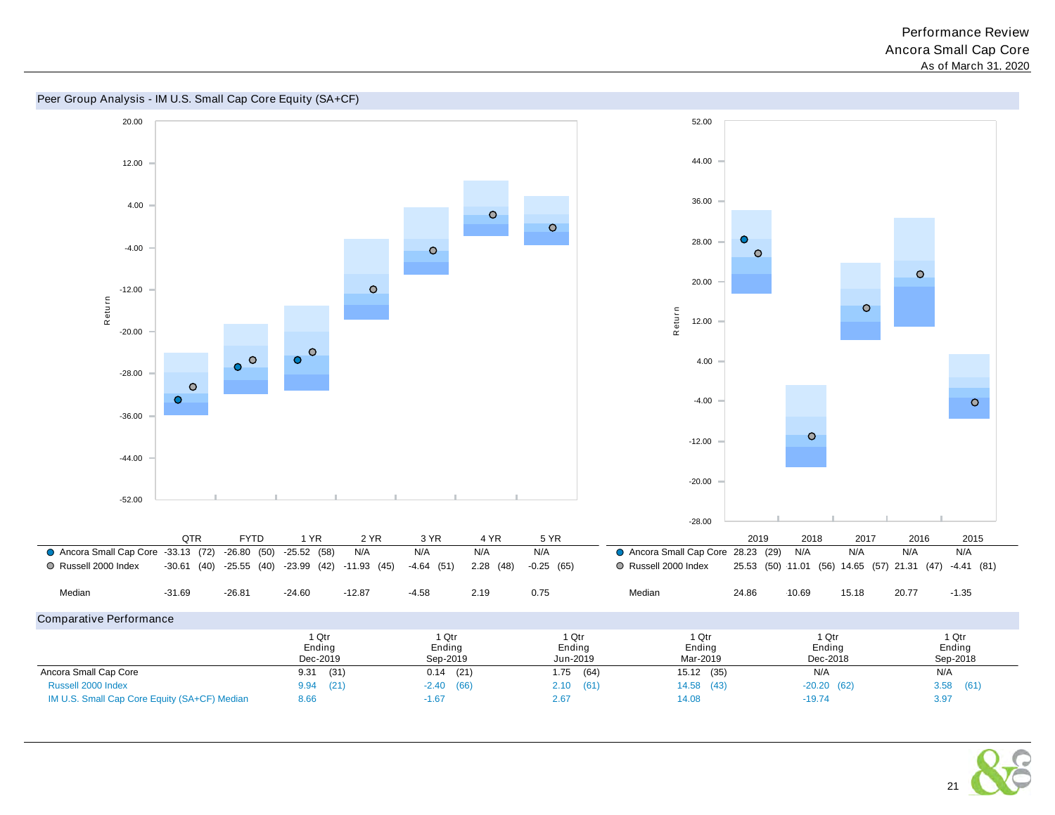## Peer Group Analysis - IM U.S. Small Cap Core Equity (SA+CF)

| | QTR | FYTD | 1 YR | 2 YR | 3 YR | 4 YR | 5 YR |
|---|---|---|---|---|---|---|---|
| Ancora Small Cap Core | -33.13 (72) | -26.80 (50) | -25.52 (58) | N/A | N/A | N/A | N/A |
| Russell 2000 Index | -30.61 (40) | -25.55 (40) | -23.99 (42) | -11.93 (45) | -4.64 (51) | 2.28 (48) | -0.25 (65) |
| Median | -31.69 | -26.81 | -24.60 | -12.87 | -4.58 | 2.19 | 0.75 |

| | 2019 | 2018 | 2017 | 2016 | 2015 |
|---|---|---|---|---|---|
| Ancora Small Cap Core | 28.23 (29) | N/A | N/A | N/A | N/A |
| Russell 2000 Index | 25.53 (50) | -11.01 (56) | 14.65 (57) | 21.31 (47) | -4.41 (81) |
| Median | 24.86 | -10.69 | 15.18 | 20.77 | -1.35 |

## Comparative Performance

| | 1 Qtr Ending Dec-2019 | 1 Qtr Ending Sep-2019 | 1 Qtr Ending Jun-2019 | 1 Qtr Ending Mar-2019 | 1 Qtr Ending Dec-2018 | 1 Qtr Ending Sep-2018 |
|---|---|---|---|---|---|---|
| Ancora Small Cap Core | 9.31 (31) | 0.14 (21) | 1.75 (64) | 15.12 (35) | N/A | N/A |
| Russell 2000 Index | 9.94 (21) | -2.40 (66) | 2.10 (61) | 14.58 (43) | -20.20 (62) | 3.58 (61) |
| IM U.S. Small Cap Core Equity (SA+CF) Median | 8.66 | -1.67 | 2.67 | 14.08 | -19.74 | 3.97 |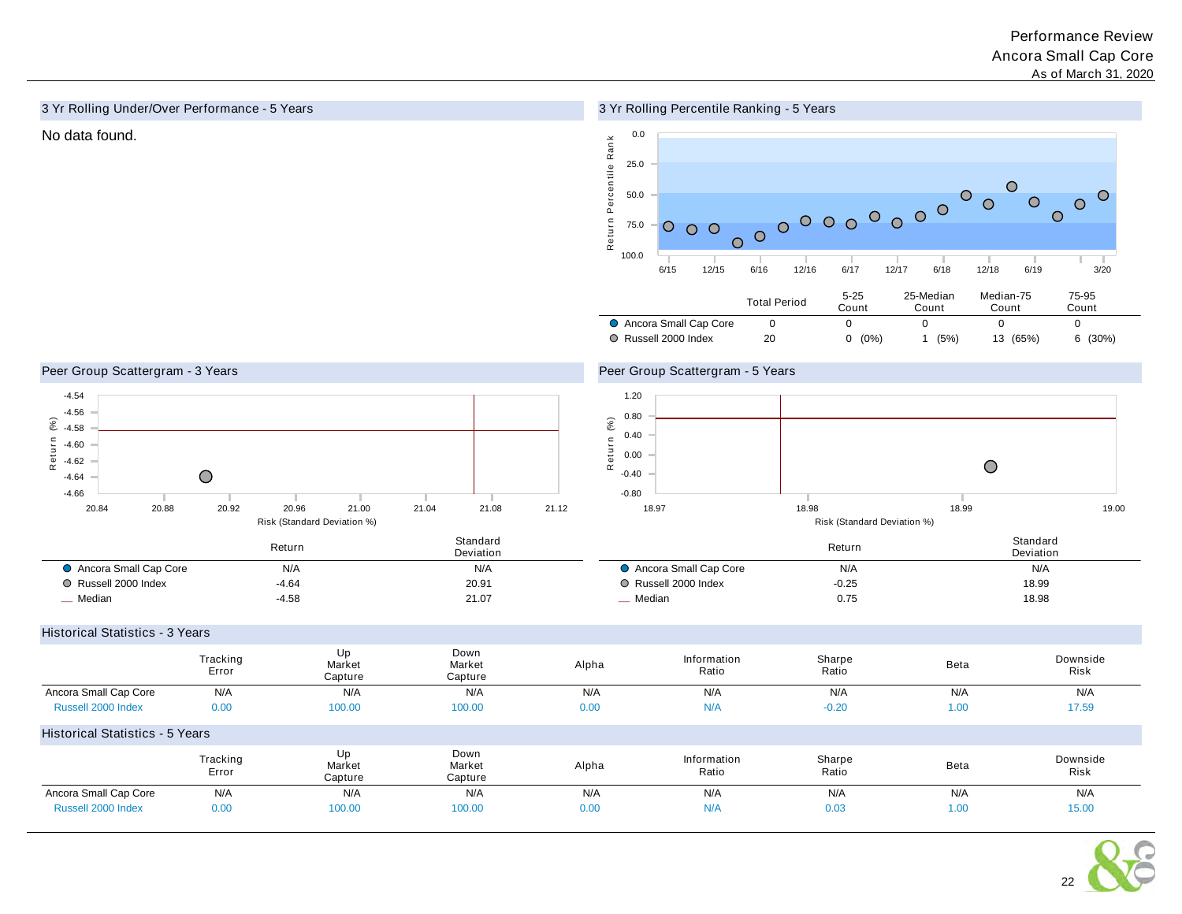Performance Review
Ancora Small Cap Core
As of March 31, 2020

## 3 Yr Rolling Under/Over Performance - 5 Years

No data found.

## 3 Yr Rolling Percentile Ranking - 5 Years

| | Total Period | 5-25 Count | 25-Median Count | Median-75 Count | 75-95 Count |
|---|---|---|---|---|---|
| Ancora Small Cap Core | 0 | 0 | 0 | 0 | 0 |
| Russell 2000 Index | 20 | 0 (0%) | 1 (5%) | 13 (65%) | 6 (30%) |

## Peer Group Scattergram - 3 Years

| | Return | Standard Deviation |
|---|---|---|
| Ancora Small Cap Core | N/A | N/A |
| Russell 2000 Index | -4.64 | 20.91 |
| Median | -4.58 | 21.07 |

## Peer Group Scattergram - 5 Years

| | Return | Standard Deviation |
|---|---|---|
| Ancora Small Cap Core | N/A | N/A |
| Russell 2000 Index | -0.25 | 18.99 |
| Median | 0.75 | 18.98 |

## Historical Statistics - 3 Years

| | Tracking Error | Up Market Capture | Down Market Capture | Alpha | Information Ratio | Sharpe Ratio | Beta | Downside Risk |
|---|---|---|---|---|---|---|---|---|
| Ancora Small Cap Core | N/A | N/A | N/A | N/A | N/A | N/A | N/A | N/A |
| Russell 2000 Index | 0.00 | 100.00 | 100.00 | 0.00 | N/A | -0.20 | 1.00 | 17.59 |

## Historical Statistics - 5 Years

| | Tracking Error | Up Market Capture | Down Market Capture | Alpha | Information Ratio | Sharpe Ratio | Beta | Downside Risk |
|---|---|---|---|---|---|---|---|---|
| Ancora Small Cap Core | N/A | N/A | N/A | N/A | N/A | N/A | N/A | N/A |
| Russell 2000 Index | 0.00 | 100.00 | 100.00 | 0.00 | N/A | 0.03 | 1.00 | 15.00 |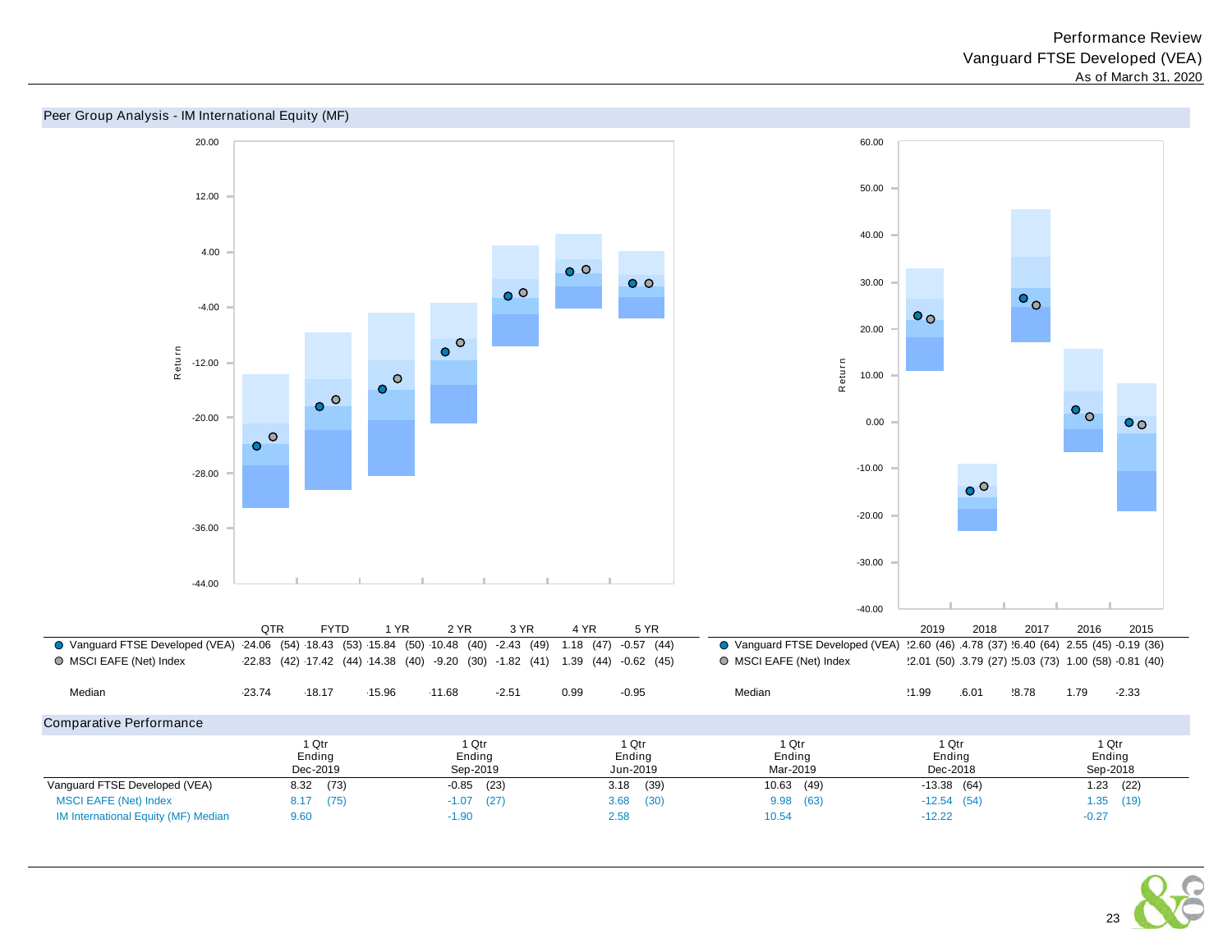Performance Review
Vanguard FTSE Developed (VEA)
As of March 31, 2020

## Peer Group Analysis - IM International Equity (MF)

| | QTR | FYTD | 1 YR | 2 YR | 3 YR | 4 YR | 5 YR |
|---|---|---|---|---|---|---|---|
| Vanguard FTSE Developed (VEA) | -24.06 (54) | -18.43 (53) | -15.84 (50) | -10.48 (40) | -2.43 (49) | 1.18 (47) | -0.57 (44) |
| MSCI EAFE (Net) Index | -22.83 (42) | -17.42 (44) | -14.38 (40) | -9.20 (30) | -1.82 (41) | 1.39 (44) | -0.62 (45) |
| Median | -23.74 | -18.17 | -15.96 | -11.68 | -2.51 | 0.99 | -0.95 |

| | 2019 | 2018 | 2017 | 2016 | 2015 |
|---|---|---|---|---|---|
| Vanguard FTSE Developed (VEA) | 22.60 (46) | -14.78 (37) | 26.40 (64) | 2.55 (45) | -0.19 (36) |
| MSCI EAFE (Net) Index | 22.01 (50) | -13.79 (27) | 25.03 (73) | 1.00 (58) | -0.81 (40) |
| Median | 21.99 | -16.01 | 28.78 | 1.79 | -2.33 |

## Comparative Performance

| | 1 Qtr Ending Dec-2019 | 1 Qtr Ending Sep-2019 | 1 Qtr Ending Jun-2019 | 1 Qtr Ending Mar-2019 | 1 Qtr Ending Dec-2018 | 1 Qtr Ending Sep-2018 |
|---|---|---|---|---|---|---|
| Vanguard FTSE Developed (VEA) | 8.32 (73) | -0.85 (23) | 3.18 (39) | 10.63 (49) | -13.38 (64) | 1.23 (22) |
| MSCI EAFE (Net) Index | 8.17 (75) | -1.07 (27) | 3.68 (30) | 9.98 (63) | -12.54 (54) | 1.35 (19) |
| IM International Equity (MF) Median | 9.60 | -1.90 | 2.58 | 10.54 | -12.22 | -0.27 |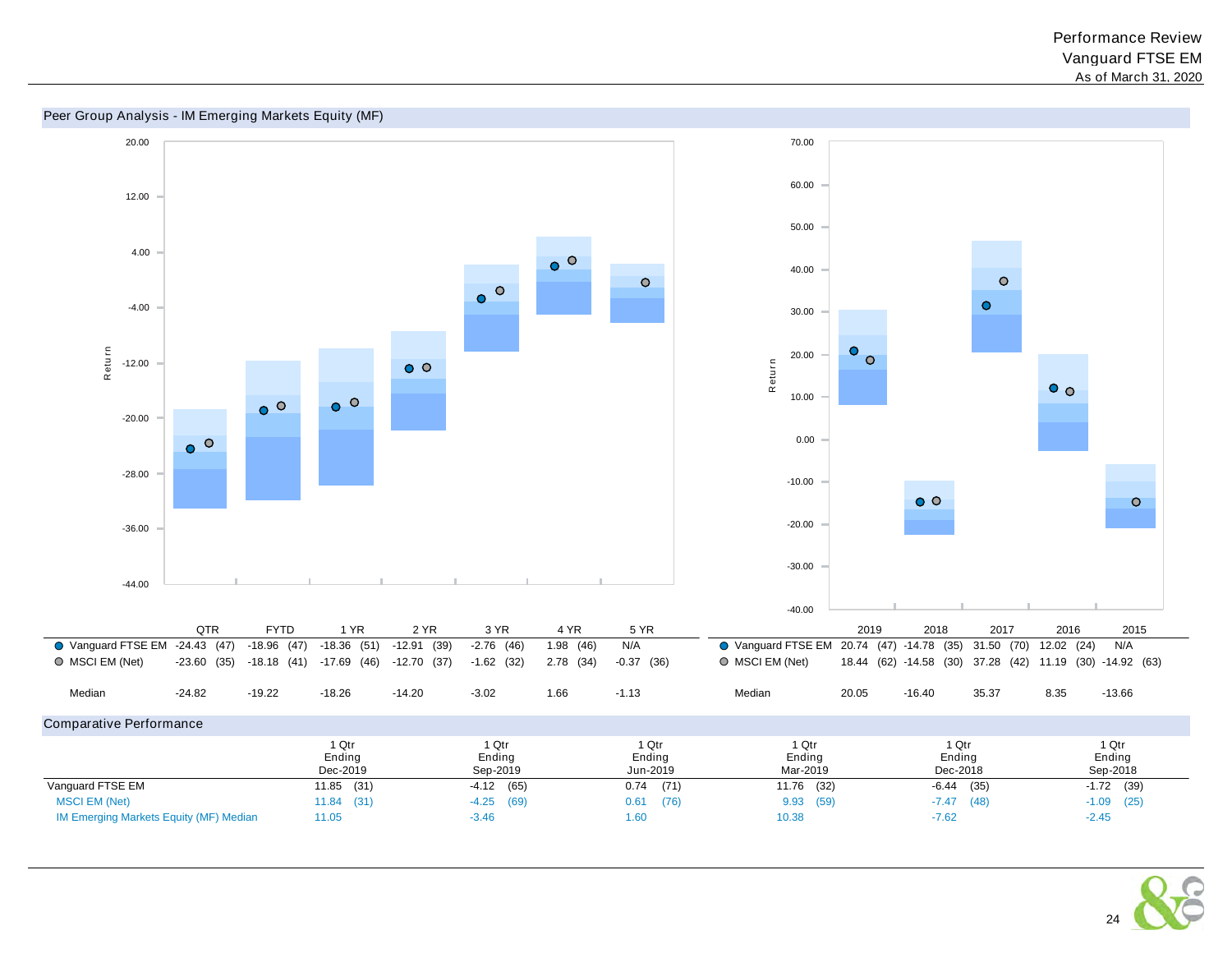Performance Review
Vanguard FTSE EM
As of March 31, 2020

## Peer Group Analysis - IM Emerging Markets Equity (MF)

| | QTR | FYTD | 1 YR | 2 YR | 3 YR | 4 YR | 5 YR |
|---|---|---|---|---|---|---|---|
| Vanguard FTSE EM | -24.43 (47) | -18.96 (47) | -18.36 (51) | -12.91 (39) | -2.76 (46) | 1.98 (46) | N/A |
| MSCI EM (Net) | -23.60 (35) | -18.18 (41) | -17.69 (46) | -12.70 (37) | -1.62 (32) | 2.78 (34) | -0.37 (36) |
| Median | -24.82 | -19.22 | -18.26 | -14.20 | -3.02 | 1.66 | -1.13 |

| | 2019 | 2018 | 2017 | 2016 | 2015 |
|---|---|---|---|---|---|
| Vanguard FTSE EM | 20.74 (47) | -14.78 (35) | 31.50 (70) | 12.02 (24) | N/A |
| MSCI EM (Net) | 18.44 (62) | -14.58 (30) | 37.28 (42) | 11.19 (30) | -14.92 (63) |
| Median | 20.05 | -16.40 | 35.37 | 8.35 | -13.66 |

## Comparative Performance

| | 1 Qtr Ending Dec-2019 | 1 Qtr Ending Sep-2019 | 1 Qtr Ending Jun-2019 | 1 Qtr Ending Mar-2019 | 1 Qtr Ending Dec-2018 | 1 Qtr Ending Sep-2018 |
|---|---|---|---|---|---|---|
| Vanguard FTSE EM | 11.85 (31) | -4.12 (65) | 0.74 (71) | 11.76 (32) | -6.44 (35) | -1.72 (39) |
| MSCI EM (Net) | 11.84 (31) | -4.25 (69) | 0.61 (76) | 9.93 (59) | -7.47 (48) | -1.09 (25) |
| IM Emerging Markets Equity (MF) Median | 11.05 | -3.46 | 1.60 | 10.38 | -7.62 | -2.45 |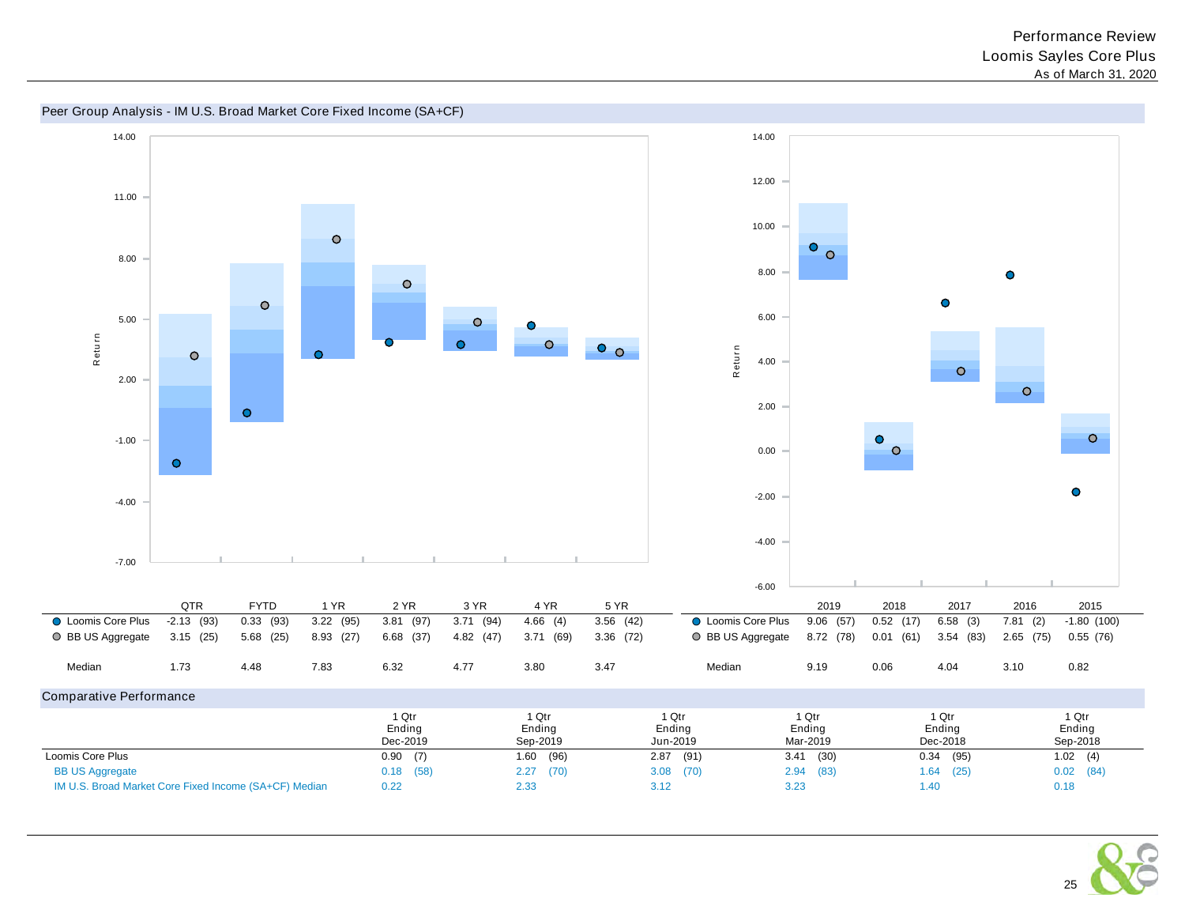# Performance Review
## Loomis Sayles Core Plus
As of March 31, 2020

### Peer Group Analysis - IM U.S. Broad Market Core Fixed Income (SA+CF)

| | QTR | FYTD | 1 YR | 2 YR | 3 YR | 4 YR | 5 YR |
|---|---|---|---|---|---|---|---|
| Loomis Core Plus | -2.13 (93) | 0.33 (93) | 3.22 (95) | 3.81 (97) | 3.71 (94) | 4.66 (4) | 3.56 (42) |
| BB US Aggregate | 3.15 (25) | 5.68 (25) | 8.93 (27) | 6.68 (37) | 4.82 (47) | 3.71 (69) | 3.36 (72) |
| Median | 1.73 | 4.48 | 7.83 | 6.32 | 4.77 | 3.80 | 3.47 |

| | 2019 | 2018 | 2017 | 2016 | 2015 |
|---|---|---|---|---|---|
| Loomis Core Plus | 9.06 (57) | 0.52 (17) | 6.58 (3) | 7.81 (2) | -1.80 (100) |
| BB US Aggregate | 8.72 (78) | 0.01 (61) | 3.54 (83) | 2.65 (75) | 0.55 (76) |
| Median | 9.19 | 0.06 | 4.04 | 3.10 | 0.82 |

### Comparative Performance

| | 1 Qtr Ending Dec-2019 | 1 Qtr Ending Sep-2019 | 1 Qtr Ending Jun-2019 | 1 Qtr Ending Mar-2019 | 1 Qtr Ending Dec-2018 | 1 Qtr Ending Sep-2018 |
|---|---|---|---|---|---|---|
| Loomis Core Plus | 0.90 (7) | 1.60 (96) | 2.87 (91) | 3.41 (30) | 0.34 (95) | 1.02 (4) |
| BB US Aggregate | 0.18 (58) | 2.27 (70) | 3.08 (70) | 2.94 (83) | 1.64 (25) | 0.02 (84) |
| IM U.S. Broad Market Core Fixed Income (SA+CF) Median | 0.22 | 2.33 | 3.12 | 3.23 | 1.40 | 0.18 |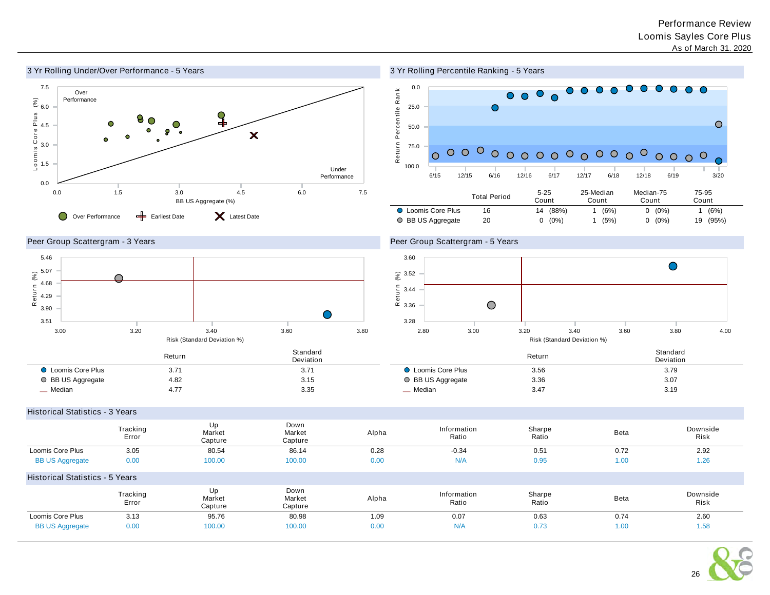# Performance Review
## Loomis Sayles Core Plus
As of March 31, 2020

### 3 Yr Rolling Under/Over Performance - 5 Years

### 3 Yr Rolling Percentile Ranking - 5 Years

| | Total Period | 5-25 Count | 25-Median Count | Median-75 Count | 75-95 Count |
|---|---|---|---|---|---|
| Loomis Core Plus | 16 | 14 (88%) | 1 (6%) | 0 (0%) | 1 (6%) |
| BB US Aggregate | 20 | 0 (0%) | 1 (5%) | 0 (0%) | 19 (95%) |

### Peer Group Scattergram - 3 Years

| | Return | Standard Deviation |
|---|---|---|
| Loomis Core Plus | 3.71 | 3.71 |
| BB US Aggregate | 4.82 | 3.15 |
| Median | 4.77 | 3.35 |

### Peer Group Scattergram - 5 Years

| | Return | Standard Deviation |
|---|---|---|
| Loomis Core Plus | 3.56 | 3.79 |
| BB US Aggregate | 3.36 | 3.07 |
| Median | 3.47 | 3.19 |

### Historical Statistics - 3 Years

| | Tracking Error | Up Market Capture | Down Market Capture | Alpha | Information Ratio | Sharpe Ratio | Beta | Downside Risk |
|---|---|---|---|---|---|---|---|---|
| Loomis Core Plus | 3.05 | 80.54 | 86.14 | 0.28 | -0.34 | 0.51 | 0.72 | 2.92 |
| BB US Aggregate | 0.00 | 100.00 | 100.00 | 0.00 | N/A | 0.95 | 1.00 | 1.26 |

### Historical Statistics - 5 Years

| | Tracking Error | Up Market Capture | Down Market Capture | Alpha | Information Ratio | Sharpe Ratio | Beta | Downside Risk |
|---|---|---|---|---|---|---|---|---|
| Loomis Core Plus | 3.13 | 95.76 | 80.98 | 1.09 | 0.07 | 0.63 | 0.74 | 2.60 |
| BB US Aggregate | 0.00 | 100.00 | 100.00 | 0.00 | N/A | 0.73 | 1.00 | 1.58 |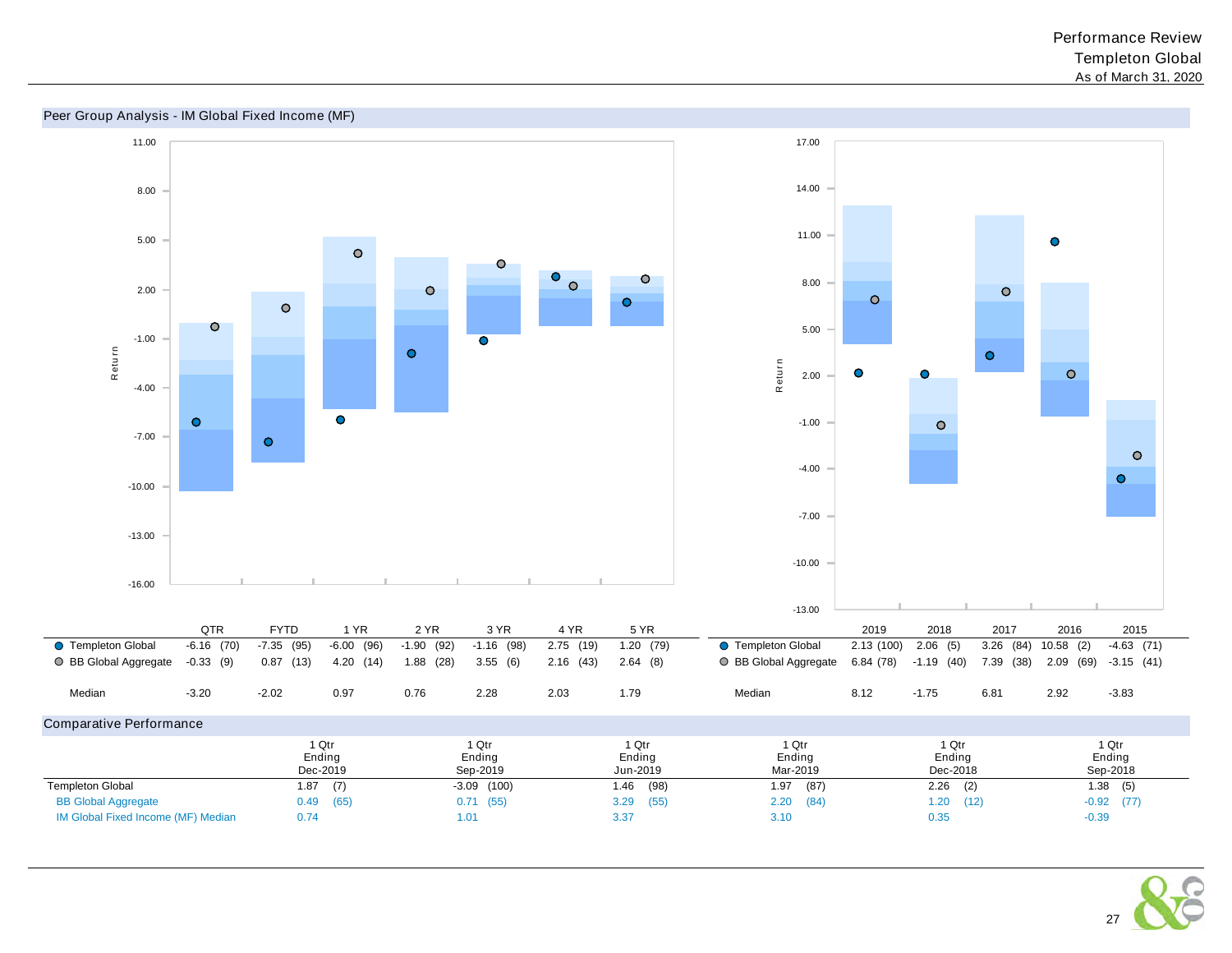## Peer Group Analysis - IM Global Fixed Income (MF)

|  | QTR | FYTD | 1 YR | 2 YR | 3 YR | 4 YR | 5 YR |
|---|---|---|---|---|---|---|---|
| Templeton Global | -6.16 (70) | -7.35 (95) | -6.00 (96) | -1.90 (92) | -1.16 (98) | 2.75 (19) | 1.20 (79) |
| BB Global Aggregate | -0.33 (9) | 0.87 (13) | 4.20 (14) | 1.88 (28) | 3.55 (6) | 2.16 (43) | 2.64 (8) |
| Median | -3.20 | -2.02 | 0.97 | 0.76 | 2.28 | 2.03 | 1.79 |

|  | 2019 | 2018 | 2017 | 2016 | 2015 |
|---|---|---|---|---|---|
| Templeton Global | 2.13 (100) | 2.06 (5) | 3.26 (84) | 10.58 (2) | -4.63 (71) |
| BB Global Aggregate | 6.84 (78) | -1.19 (40) | 7.39 (38) | 2.09 (69) | -3.15 (41) |
| Median | 8.12 | -1.75 | 6.81 | 2.92 | -3.83 |

## Comparative Performance

|  | 1 Qtr Ending Dec-2019 | 1 Qtr Ending Sep-2019 | 1 Qtr Ending Jun-2019 | 1 Qtr Ending Mar-2019 | 1 Qtr Ending Dec-2018 | 1 Qtr Ending Sep-2018 |
|---|---|---|---|---|---|---|
| Templeton Global | 1.87 (7) | -3.09 (100) | 1.46 (98) | 1.97 (87) | 2.26 (2) | 1.38 (5) |
| BB Global Aggregate | 0.49 (65) | 0.71 (55) | 3.29 (55) | 2.20 (84) | 1.20 (12) | -0.92 (77) |
| IM Global Fixed Income (MF) Median | 0.74 | 1.01 | 3.37 | 3.10 | 0.35 | -0.39 |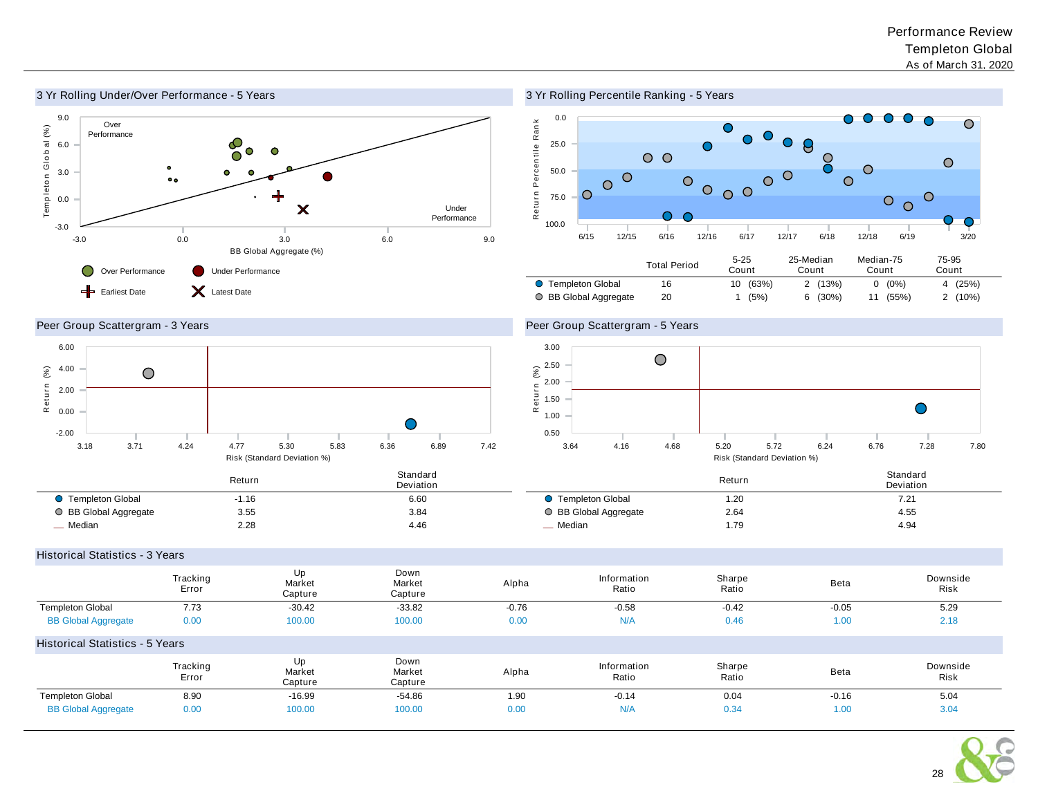Performance Review
Templeton Global
As of March 31, 2020

## 3 Yr Rolling Under/Over Performance - 5 Years

Over Performance / Under Performance

Templeton Global (%) vs. BB Global Aggregate (%)

Over Performance · Under Performance · Earliest Date · Latest Date

## 3 Yr Rolling Percentile Ranking - 5 Years

| | Total Period | 5-25 Count | 25-Median Count | Median-75 Count | 75-95 Count |
|---|---|---|---|---|---|
| Templeton Global | 16 | 10 (63%) | 2 (13%) | 0 (0%) | 4 (25%) |
| BB Global Aggregate | 20 | 1 (5%) | 6 (30%) | 11 (55%) | 2 (10%) |

## Peer Group Scattergram - 3 Years

| | Return | Standard Deviation |
|---|---|---|
| Templeton Global | -1.16 | 6.60 |
| BB Global Aggregate | 3.55 | 3.84 |
| Median | 2.28 | 4.46 |

## Peer Group Scattergram - 5 Years

| | Return | Standard Deviation |
|---|---|---|
| Templeton Global | 1.20 | 7.21 |
| BB Global Aggregate | 2.64 | 4.55 |
| Median | 1.79 | 4.94 |

## Historical Statistics - 3 Years

| | Tracking Error | Up Market Capture | Down Market Capture | Alpha | Information Ratio | Sharpe Ratio | Beta | Downside Risk |
|---|---|---|---|---|---|---|---|---|
| Templeton Global | 7.73 | -30.42 | -33.82 | -0.76 | -0.58 | -0.42 | -0.05 | 5.29 |
| BB Global Aggregate | 0.00 | 100.00 | 100.00 | 0.00 | N/A | 0.46 | 1.00 | 2.18 |

## Historical Statistics - 5 Years

| | Tracking Error | Up Market Capture | Down Market Capture | Alpha | Information Ratio | Sharpe Ratio | Beta | Downside Risk |
|---|---|---|---|---|---|---|---|---|
| Templeton Global | 8.90 | -16.99 | -54.86 | 1.90 | -0.14 | 0.04 | -0.16 | 5.04 |
| BB Global Aggregate | 0.00 | 100.00 | 100.00 | 0.00 | N/A | 0.34 | 1.00 | 3.04 |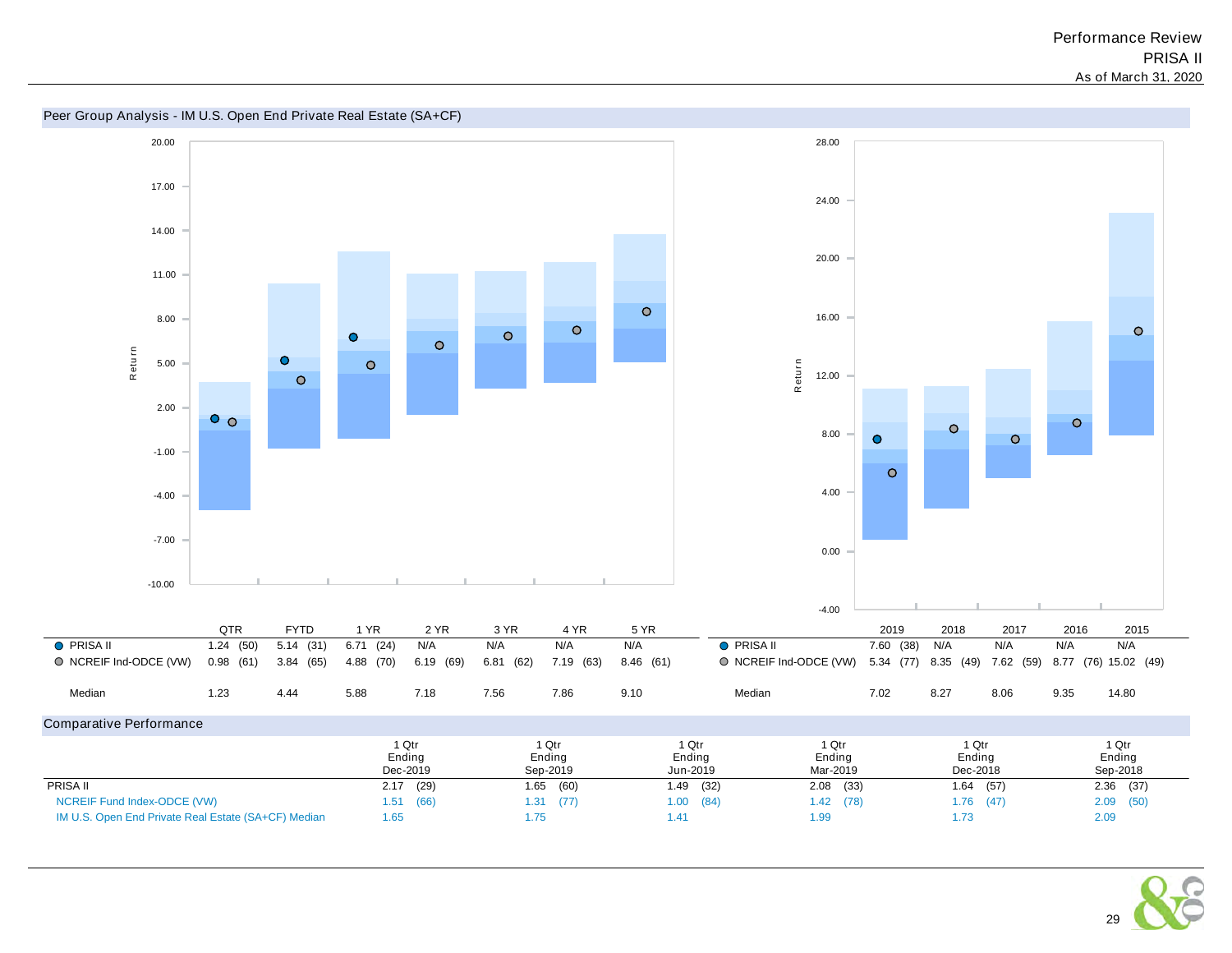# Performance Review
## PRISA II
### As of March 31, 2020

## Peer Group Analysis - IM U.S. Open End Private Real Estate (SA+CF)

| | QTR | FYTD | 1 YR | 2 YR | 3 YR | 4 YR | 5 YR |
|---|---|---|---|---|---|---|---|
| PRISA II | 1.24 (50) | 5.14 (31) | 6.71 (24) | N/A | N/A | N/A | N/A |
| NCREIF Ind-ODCE (VW) | 0.98 (61) | 3.84 (65) | 4.88 (70) | 6.19 (69) | 6.81 (62) | 7.19 (63) | 8.46 (61) |
| Median | 1.23 | 4.44 | 5.88 | 7.18 | 7.56 | 7.86 | 9.10 |

| | 2019 | 2018 | 2017 | 2016 | 2015 |
|---|---|---|---|---|---|
| PRISA II | 7.60 (38) | N/A | N/A | N/A | N/A |
| NCREIF Ind-ODCE (VW) | 5.34 (77) | 8.35 (49) | 7.62 (59) | 8.77 (76) | 15.02 (49) |
| Median | 7.02 | 8.27 | 8.06 | 9.35 | 14.80 |

## Comparative Performance

| | 1 Qtr Ending Dec-2019 | 1 Qtr Ending Sep-2019 | 1 Qtr Ending Jun-2019 | 1 Qtr Ending Mar-2019 | 1 Qtr Ending Dec-2018 | 1 Qtr Ending Sep-2018 |
|---|---|---|---|---|---|---|
| PRISA II | 2.17 (29) | 1.65 (60) | 1.49 (32) | 2.08 (33) | 1.64 (57) | 2.36 (37) |
| NCREIF Fund Index-ODCE (VW) | 1.51 (66) | 1.31 (77) | 1.00 (84) | 1.42 (78) | 1.76 (47) | 2.09 (50) |
| IM U.S. Open End Private Real Estate (SA+CF) Median | 1.65 | 1.75 | 1.41 | 1.99 | 1.73 | 2.09 |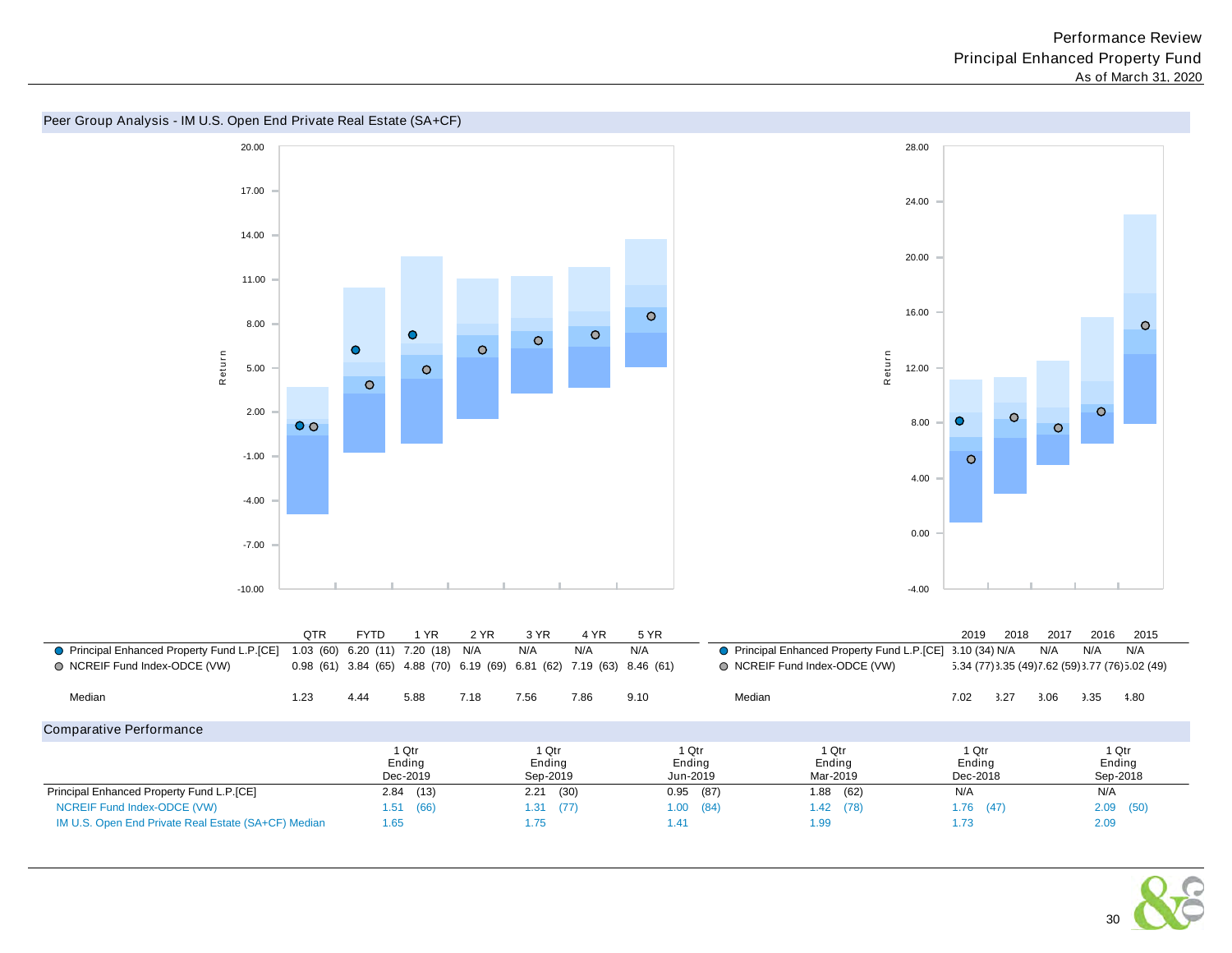Performance Review
Principal Enhanced Property Fund
As of March 31, 2020

## Peer Group Analysis - IM U.S. Open End Private Real Estate (SA+CF)

| | QTR | FYTD | 1 YR | 2 YR | 3 YR | 4 YR | 5 YR |
|---|---|---|---|---|---|---|---|
| Principal Enhanced Property Fund L.P.[CE] | 1.03 (60) | 6.20 (11) | 7.20 (18) | N/A | N/A | N/A | N/A |
| NCREIF Fund Index-ODCE (VW) | 0.98 (61) | 3.84 (65) | 4.88 (70) | 6.19 (69) | 6.81 (62) | 7.19 (63) | 8.46 (61) |
| Median | 1.23 | 4.44 | 5.88 | 7.18 | 7.56 | 7.86 | 9.10 |

| | 2019 | 2018 | 2017 | 2016 | 2015 |
|---|---|---|---|---|---|
| Principal Enhanced Property Fund L.P.[CE] | 8.10 (34) | N/A | N/A | N/A | N/A |
| NCREIF Fund Index-ODCE (VW) | 5.34 (77) | 8.35 (49) | 7.62 (59) | 8.77 (76) | 15.02 (49) |
| Median | 7.02 | 8.27 | 8.06 | 9.35 | 14.80 |

## Comparative Performance

| | 1 Qtr Ending Dec-2019 | 1 Qtr Ending Sep-2019 | 1 Qtr Ending Jun-2019 | 1 Qtr Ending Mar-2019 | 1 Qtr Ending Dec-2018 | 1 Qtr Ending Sep-2018 |
|---|---|---|---|---|---|---|
| Principal Enhanced Property Fund L.P.[CE] | 2.84 (13) | 2.21 (30) | 0.95 (87) | 1.88 (62) | N/A | N/A |
| NCREIF Fund Index-ODCE (VW) | 1.51 (66) | 1.31 (77) | 1.00 (84) | 1.42 (78) | 1.76 (47) | 2.09 (50) |
| IM U.S. Open End Private Real Estate (SA+CF) Median | 1.65 | 1.75 | 1.41 | 1.99 | 1.73 | 2.09 |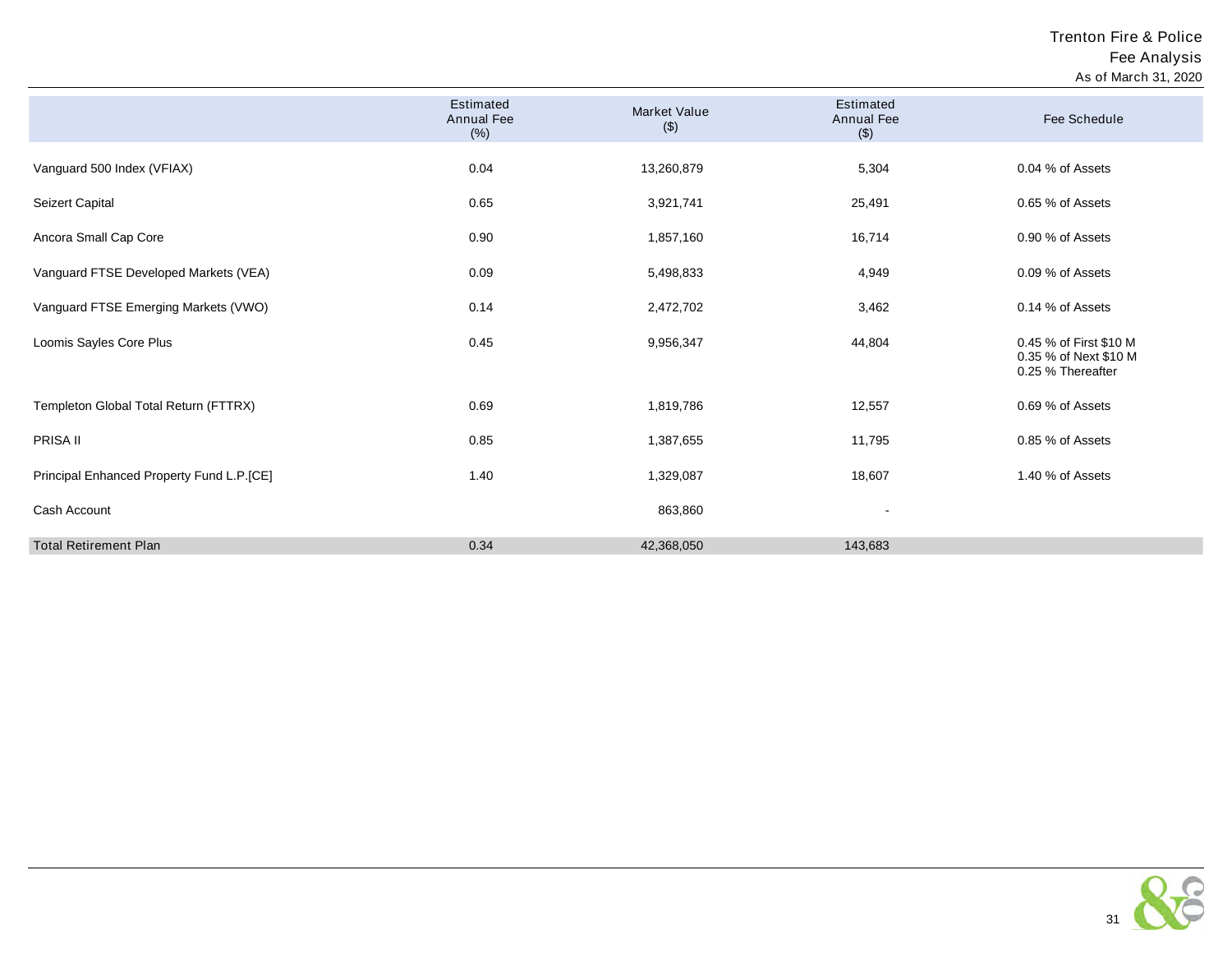Trenton Fire & Police

Fee Analysis

As of March 31, 2020

| | Estimated Annual Fee (%) | Market Value ($) | Estimated Annual Fee ($) | Fee Schedule |
|---|---|---|---|---|
| Vanguard 500 Index (VFIAX) | 0.04 | 13,260,879 | 5,304 | 0.04 % of Assets |
| Seizert Capital | 0.65 | 3,921,741 | 25,491 | 0.65 % of Assets |
| Ancora Small Cap Core | 0.90 | 1,857,160 | 16,714 | 0.90 % of Assets |
| Vanguard FTSE Developed Markets (VEA) | 0.09 | 5,498,833 | 4,949 | 0.09 % of Assets |
| Vanguard FTSE Emerging Markets (VWO) | 0.14 | 2,472,702 | 3,462 | 0.14 % of Assets |
| Loomis Sayles Core Plus | 0.45 | 9,956,347 | 44,804 | 0.45 % of First $10 M<br>0.35 % of Next $10 M<br>0.25 % Thereafter |
| Templeton Global Total Return (FTTRX) | 0.69 | 1,819,786 | 12,557 | 0.69 % of Assets |
| PRISA II | 0.85 | 1,387,655 | 11,795 | 0.85 % of Assets |
| Principal Enhanced Property Fund L.P.[CE] | 1.40 | 1,329,087 | 18,607 | 1.40 % of Assets |
| Cash Account | | 863,860 | - | |
| Total Retirement Plan | 0.34 | 42,368,050 | 143,683 | |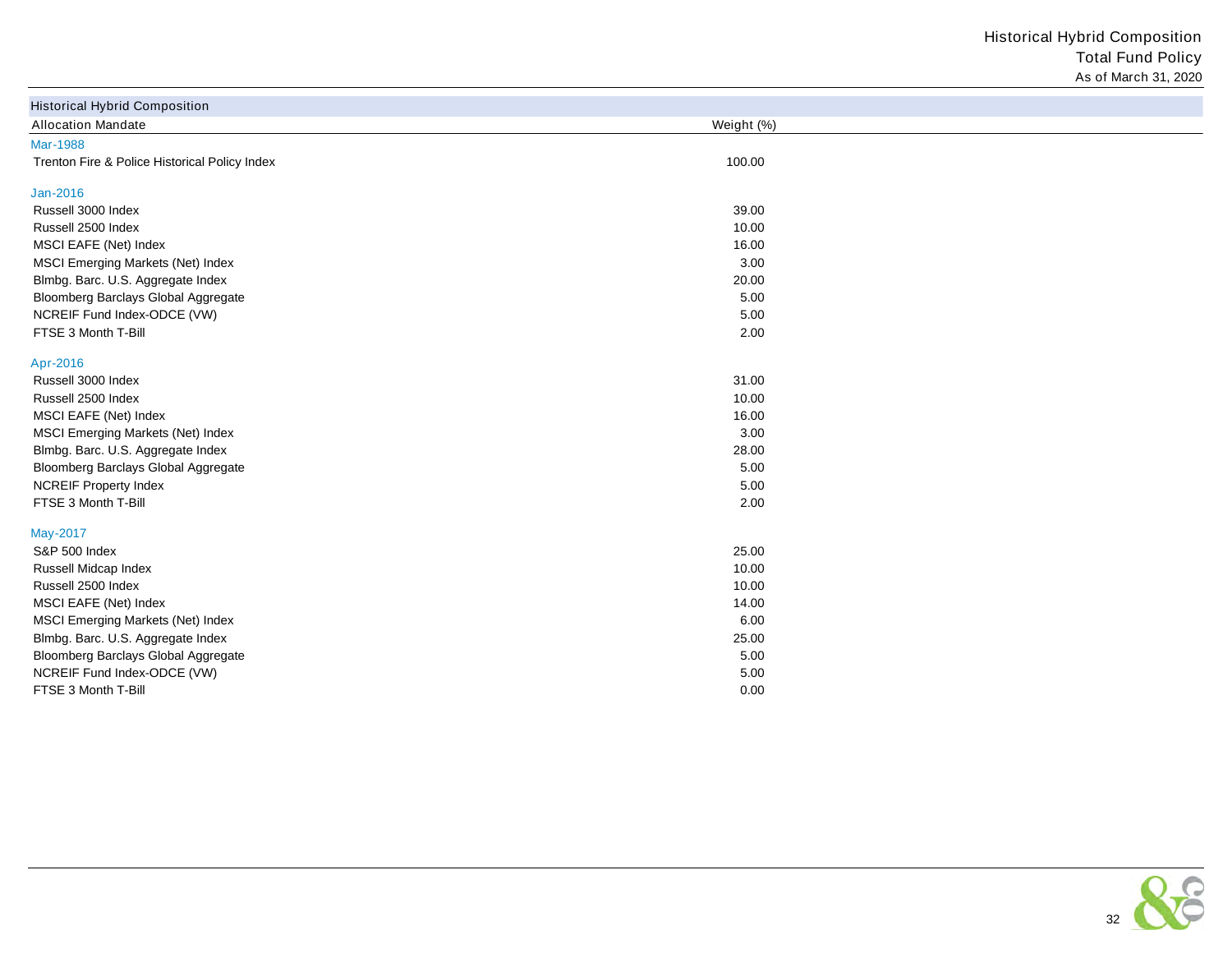# Historical Hybrid Composition
## Total Fund Policy
As of March 31, 2020

| Historical Hybrid Composition | |
|---|---|
| **Allocation Mandate** | **Weight (%)** |
| **Mar-1988** | |
| Trenton Fire & Police Historical Policy Index | 100.00 |
| **Jan-2016** | |
| Russell 3000 Index | 39.00 |
| Russell 2500 Index | 10.00 |
| MSCI EAFE (Net) Index | 16.00 |
| MSCI Emerging Markets (Net) Index | 3.00 |
| Blmbg. Barc. U.S. Aggregate Index | 20.00 |
| Bloomberg Barclays Global Aggregate | 5.00 |
| NCREIF Fund Index-ODCE (VW) | 5.00 |
| FTSE 3 Month T-Bill | 2.00 |
| **Apr-2016** | |
| Russell 3000 Index | 31.00 |
| Russell 2500 Index | 10.00 |
| MSCI EAFE (Net) Index | 16.00 |
| MSCI Emerging Markets (Net) Index | 3.00 |
| Blmbg. Barc. U.S. Aggregate Index | 28.00 |
| Bloomberg Barclays Global Aggregate | 5.00 |
| NCREIF Property Index | 5.00 |
| FTSE 3 Month T-Bill | 2.00 |
| **May-2017** | |
| S&P 500 Index | 25.00 |
| Russell Midcap Index | 10.00 |
| Russell 2500 Index | 10.00 |
| MSCI EAFE (Net) Index | 14.00 |
| MSCI Emerging Markets (Net) Index | 6.00 |
| Blmbg. Barc. U.S. Aggregate Index | 25.00 |
| Bloomberg Barclays Global Aggregate | 5.00 |
| NCREIF Fund Index-ODCE (VW) | 5.00 |
| FTSE 3 Month T-Bill | 0.00 |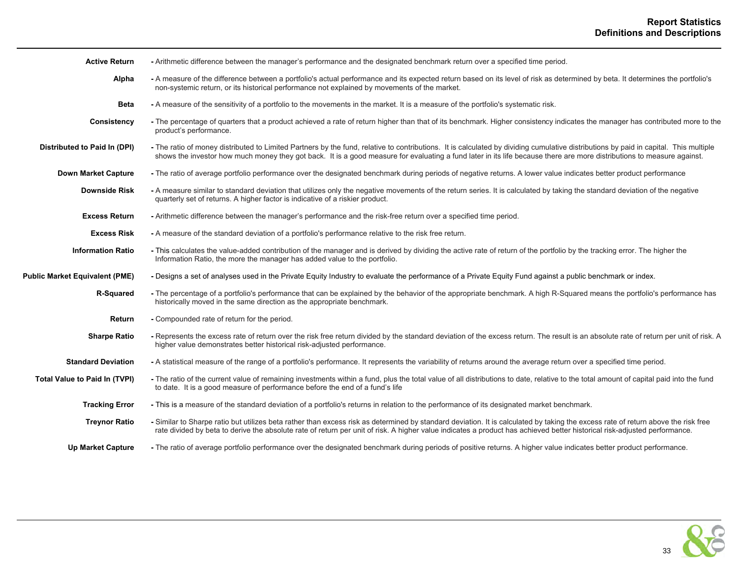# Report Statistics
## Definitions and Descriptions

**Active Return** - Arithmetic difference between the manager's performance and the designated benchmark return over a specified time period.

**Alpha** - A measure of the difference between a portfolio's actual performance and its expected return based on its level of risk as determined by beta. It determines the portfolio's non-systemic return, or its historical performance not explained by movements of the market.

**Beta** - A measure of the sensitivity of a portfolio to the movements in the market. It is a measure of the portfolio's systematic risk.

**Consistency** - The percentage of quarters that a product achieved a rate of return higher than that of its benchmark. Higher consistency indicates the manager has contributed more to the product's performance.

**Distributed to Paid In (DPI)** - The ratio of money distributed to Limited Partners by the fund, relative to contributions. It is calculated by dividing cumulative distributions by paid in capital. This multiple shows the investor how much money they got back. It is a good measure for evaluating a fund later in its life because there are more distributions to measure against.

**Down Market Capture** - The ratio of average portfolio performance over the designated benchmark during periods of negative returns. A lower value indicates better product performance

**Downside Risk** - A measure similar to standard deviation that utilizes only the negative movements of the return series. It is calculated by taking the standard deviation of the negative quarterly set of returns. A higher factor is indicative of a riskier product.

**Excess Return** - Arithmetic difference between the manager's performance and the risk-free return over a specified time period.

**Excess Risk** - A measure of the standard deviation of a portfolio's performance relative to the risk free return.

**Information Ratio** - This calculates the value-added contribution of the manager and is derived by dividing the active rate of return of the portfolio by the tracking error. The higher the Information Ratio, the more the manager has added value to the portfolio.

**Public Market Equivalent (PME)** - Designs a set of analyses used in the Private Equity Industry to evaluate the performance of a Private Equity Fund against a public benchmark or index.

**R-Squared** - The percentage of a portfolio's performance that can be explained by the behavior of the appropriate benchmark. A high R-Squared means the portfolio's performance has historically moved in the same direction as the appropriate benchmark.

**Return** - Compounded rate of return for the period.

**Sharpe Ratio** - Represents the excess rate of return over the risk free return divided by the standard deviation of the excess return. The result is an absolute rate of return per unit of risk. A higher value demonstrates better historical risk-adjusted performance.

**Standard Deviation** - A statistical measure of the range of a portfolio's performance. It represents the variability of returns around the average return over a specified time period.

**Total Value to Paid In (TVPI)** - The ratio of the current value of remaining investments within a fund, plus the total value of all distributions to date, relative to the total amount of capital paid into the fund to date. It is a good measure of performance before the end of a fund's life

**Tracking Error** - This is a measure of the standard deviation of a portfolio's returns in relation to the performance of its designated market benchmark.

**Treynor Ratio** - Similar to Sharpe ratio but utilizes beta rather than excess risk as determined by standard deviation. It is calculated by taking the excess rate of return above the risk free rate divided by beta to derive the absolute rate of return per unit of risk. A higher value indicates a product has achieved better historical risk-adjusted performance.

**Up Market Capture** - The ratio of average portfolio performance over the designated benchmark during periods of positive returns. A higher value indicates better product performance.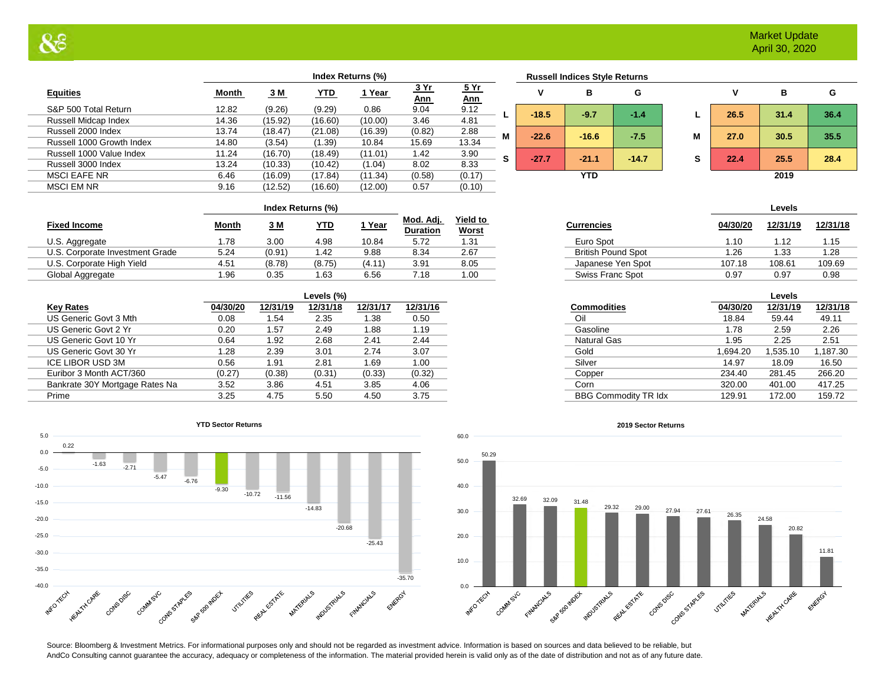## Market Update
April 30, 2020

| Equities | Month | 3 M | YTD | 1 Year | 3 Yr Ann | 5 Yr Ann |
|---|---|---|---|---|---|---|
| | Index Returns (%) | | | | | |
| S&P 500 Total Return | 12.82 | (9.26) | (9.29) | 0.86 | 9.04 | 9.12 |
| Russell Midcap Index | 14.36 | (15.92) | (16.60) | (10.00) | 3.46 | 4.81 |
| Russell 2000 Index | 13.74 | (18.47) | (21.08) | (16.39) | (0.82) | 2.88 |
| Russell 1000 Growth Index | 14.80 | (3.54) | (1.39) | 10.84 | 15.69 | 13.34 |
| Russell 1000 Value Index | 11.24 | (16.70) | (18.49) | (11.01) | 1.42 | 3.90 |
| Russell 3000 Index | 13.24 | (10.33) | (10.42) | (1.04) | 8.02 | 8.33 |
| MSCI EAFE NR | 6.46 | (16.09) | (17.84) | (11.34) | (0.58) | (0.17) |
| MSCI EM NR | 9.16 | (12.52) | (16.60) | (12.00) | 0.57 | (0.10) |

**Russell Indices Style Returns**

YTD

| | V | B | G |
|---|---|---|---|
| L | -18.5 | -9.7 | -1.4 |
| M | -22.6 | -16.6 | -7.5 |
| S | -27.7 | -21.1 | -14.7 |

2019

| | V | B | G |
|---|---|---|---|
| L | 26.5 | 31.4 | 36.4 |
| M | 27.0 | 30.5 | 35.5 |
| S | 22.4 | 25.5 | 28.4 |

| Fixed Income | Month | 3 M | YTD | 1 Year | Mod. Adj. Duration | Yield to Worst |
|---|---|---|---|---|---|---|
| | Index Returns (%) | | | | | |
| U.S. Aggregate | 1.78 | 3.00 | 4.98 | 10.84 | 5.72 | 1.31 |
| U.S. Corporate Investment Grade | 5.24 | (0.91) | 1.42 | 9.88 | 8.34 | 2.67 |
| U.S. Corporate High Yield | 4.51 | (8.78) | (8.75) | (4.11) | 3.91 | 8.05 |
| Global Aggregate | 1.96 | 0.35 | 1.63 | 6.56 | 7.18 | 1.00 |

| Currencies | 04/30/20 | 12/31/19 | 12/31/18 |
|---|---|---|---|
| | Levels | | |
| Euro Spot | 1.10 | 1.12 | 1.15 |
| British Pound Spot | 1.26 | 1.33 | 1.28 |
| Japanese Yen Spot | 107.18 | 108.61 | 109.69 |
| Swiss Franc Spot | 0.97 | 0.97 | 0.98 |

| Key Rates | 04/30/20 | 12/31/19 | 12/31/18 | 12/31/17 | 12/31/16 |
|---|---|---|---|---|---|
| | Levels (%) | | | | |
| US Generic Govt 3 Mth | 0.08 | 1.54 | 2.35 | 1.38 | 0.50 |
| US Generic Govt 2 Yr | 0.20 | 1.57 | 2.49 | 1.88 | 1.19 |
| US Generic Govt 10 Yr | 0.64 | 1.92 | 2.68 | 2.41 | 2.44 |
| US Generic Govt 30 Yr | 1.28 | 2.39 | 3.01 | 2.74 | 3.07 |
| ICE LIBOR USD 3M | 0.56 | 1.91 | 2.81 | 1.69 | 1.00 |
| Euribor 3 Month ACT/360 | (0.27) | (0.38) | (0.31) | (0.33) | (0.32) |
| Bankrate 30Y Mortgage Rates Na | 3.52 | 3.86 | 4.51 | 3.85 | 4.06 |
| Prime | 3.25 | 4.75 | 5.50 | 4.50 | 3.75 |

| Commodities | 04/30/20 | 12/31/19 | 12/31/18 |
|---|---|---|---|
| | Levels | | |
| Oil | 18.84 | 59.44 | 49.11 |
| Gasoline | 1.78 | 2.59 | 2.26 |
| Natural Gas | 1.95 | 2.25 | 2.51 |
| Gold | 1,694.20 | 1,535.10 | 1,187.30 |
| Silver | 14.97 | 18.09 | 16.50 |
| Copper | 234.40 | 281.45 | 266.20 |
| Corn | 320.00 | 401.00 | 417.25 |
| BBG Commodity TR Idx | 129.91 | 172.00 | 159.72 |

**YTD Sector Returns**

| Sector | Return |
|---|---|
| INFO TECH | 0.22 |
| HEALTH CARE | -1.63 |
| CONS DISC | -2.71 |
| COMM SVC | -5.47 |
| CONS STAPLES | -6.76 |
| S&P 500 INDEX | -9.30 |
| UTILITIES | -10.72 |
| REAL ESTATE | -11.56 |
| MATERIALS | -14.83 |
| INDUSTRIALS | -20.68 |
| FINANCIALS | -25.43 |
| ENERGY | -35.70 |

**2019 Sector Returns**

| Sector | Return |
|---|---|
| INFO TECH | 50.29 |
| COMM SVC | 32.69 |
| FINANCIALS | 32.09 |
| S&P 500 INDEX | 31.48 |
| INDUSTRIALS | 29.32 |
| REAL ESTATE | 29.00 |
| CONS DISC | 27.94 |
| CONS STAPLES | 27.61 |
| UTILITIES | 26.35 |
| MATERIALS | 24.58 |
| HEALTH CARE | 20.82 |
| ENERGY | 11.81 |

Source: Bloomberg & Investment Metrics. For informational purposes only and should not be regarded as investment advice. Information is based on sources and data believed to be reliable, but AndCo Consulting cannot guarantee the accuracy, adequacy or completeness of the information. The material provided herein is valid only as of the date of distribution and not as of any future date.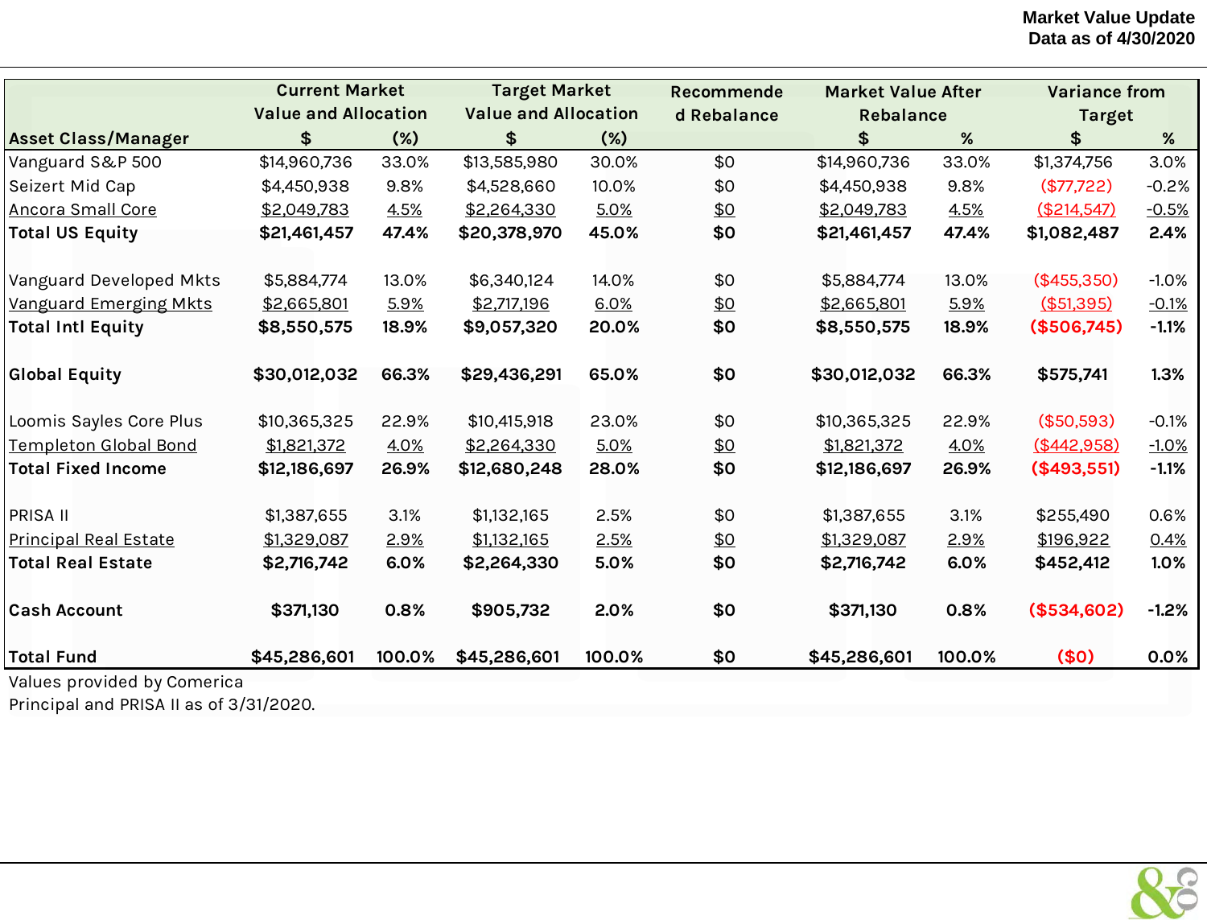**Market Value Update**
**Data as of 4/30/2020**

| Asset Class/Manager | Current Market Value and Allocation $ | (%) | Target Market Value and Allocation $ | (%) | Recommended Rebalance | Market Value After Rebalance $ | % | Variance from Target $ | % |
|---|---|---|---|---|---|---|---|---|---|
| Vanguard S&P 500 | $14,960,736 | 33.0% | $13,585,980 | 30.0% | $0 | $14,960,736 | 33.0% | $1,374,756 | 3.0% |
| Seizert Mid Cap | $4,450,938 | 9.8% | $4,528,660 | 10.0% | $0 | $4,450,938 | 9.8% | ($77,722) | -0.2% |
| Ancora Small Core | $2,049,783 | 4.5% | $2,264,330 | 5.0% | $0 | $2,049,783 | 4.5% | ($214,547) | -0.5% |
| **Total US Equity** | **$21,461,457** | **47.4%** | **$20,378,970** | **45.0%** | **$0** | **$21,461,457** | **47.4%** | **$1,082,487** | **2.4%** |
| | | | | | | | | | |
| Vanguard Developed Mkts | $5,884,774 | 13.0% | $6,340,124 | 14.0% | $0 | $5,884,774 | 13.0% | ($455,350) | -1.0% |
| Vanguard Emerging Mkts | $2,665,801 | 5.9% | $2,717,196 | 6.0% | $0 | $2,665,801 | 5.9% | ($51,395) | -0.1% |
| **Total Intl Equity** | **$8,550,575** | **18.9%** | **$9,057,320** | **20.0%** | **$0** | **$8,550,575** | **18.9%** | **($506,745)** | **-1.1%** |
| | | | | | | | | | |
| **Global Equity** | **$30,012,032** | **66.3%** | **$29,436,291** | **65.0%** | **$0** | **$30,012,032** | **66.3%** | **$575,741** | **1.3%** |
| | | | | | | | | | |
| Loomis Sayles Core Plus | $10,365,325 | 22.9% | $10,415,918 | 23.0% | $0 | $10,365,325 | 22.9% | ($50,593) | -0.1% |
| Templeton Global Bond | $1,821,372 | 4.0% | $2,264,330 | 5.0% | $0 | $1,821,372 | 4.0% | ($442,958) | -1.0% |
| **Total Fixed Income** | **$12,186,697** | **26.9%** | **$12,680,248** | **28.0%** | **$0** | **$12,186,697** | **26.9%** | **($493,551)** | **-1.1%** |
| | | | | | | | | | |
| PRISA II | $1,387,655 | 3.1% | $1,132,165 | 2.5% | $0 | $1,387,655 | 3.1% | $255,490 | 0.6% |
| Principal Real Estate | $1,329,087 | 2.9% | $1,132,165 | 2.5% | $0 | $1,329,087 | 2.9% | $196,922 | 0.4% |
| **Total Real Estate** | **$2,716,742** | **6.0%** | **$2,264,330** | **5.0%** | **$0** | **$2,716,742** | **6.0%** | **$452,412** | **1.0%** |
| | | | | | | | | | |
| **Cash Account** | **$371,130** | **0.8%** | **$905,732** | **2.0%** | **$0** | **$371,130** | **0.8%** | **($534,602)** | **-1.2%** |
| | | | | | | | | | |
| **Total Fund** | **$45,286,601** | **100.0%** | **$45,286,601** | **100.0%** | **$0** | **$45,286,601** | **100.0%** | **($0)** | **0.0%** |

Values provided by Comerica
Principal and PRISA II as of 3/31/2020.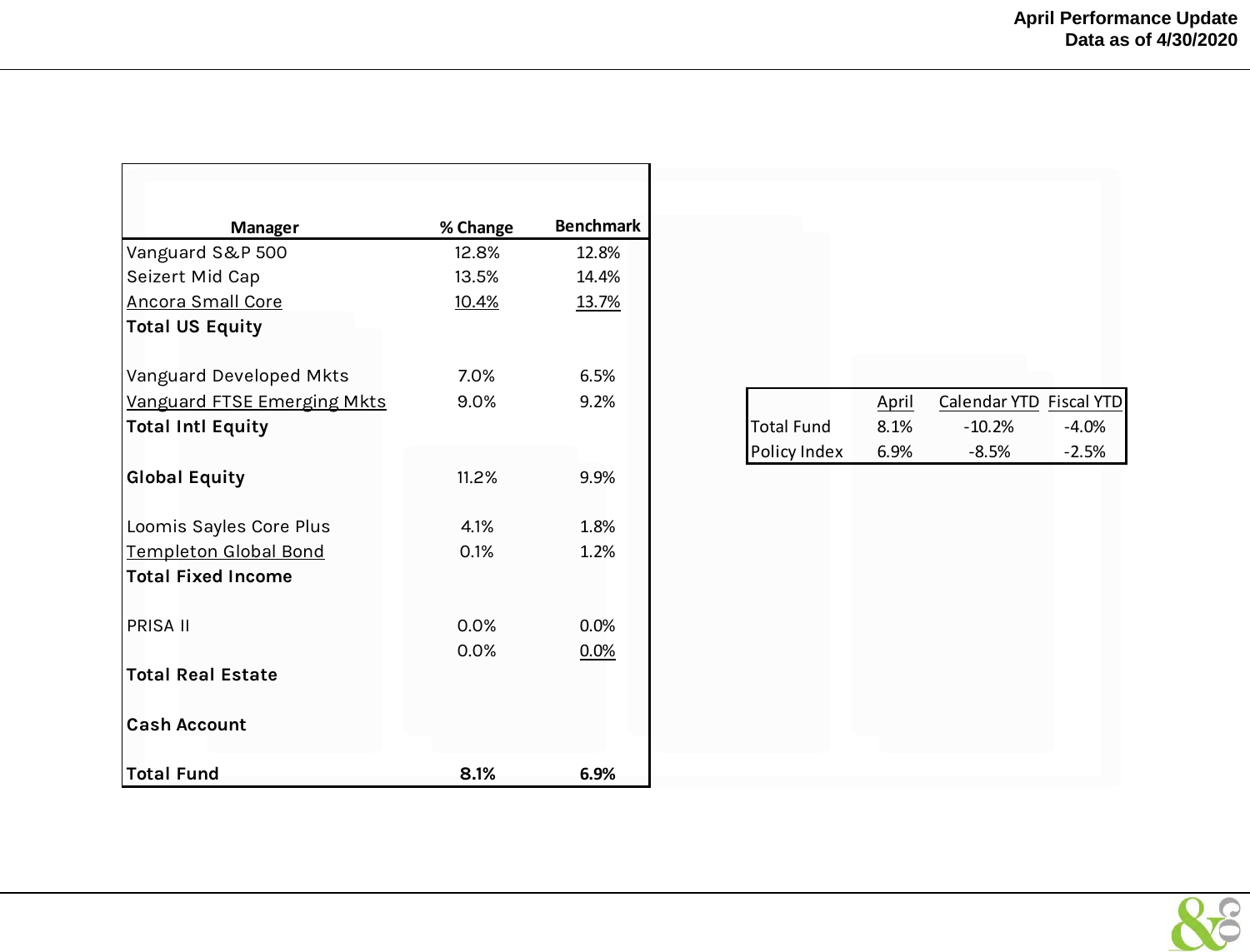# April Performance Update
## Data as of 4/30/2020

| Manager | % Change | Benchmark |
|---|---|---|
| Vanguard S&P 500 | 12.8% | 12.8% |
| Seizert Mid Cap | 13.5% | 14.4% |
| Ancora Small Core | 10.4% | 13.7% |
| **Total US Equity** | | |
| | | |
| Vanguard Developed Mkts | 7.0% | 6.5% |
| Vanguard FTSE Emerging Mkts | 9.0% | 9.2% |
| **Total Intl Equity** | | |
| | | |
| **Global Equity** | 11.2% | 9.9% |
| | | |
| Loomis Sayles Core Plus | 4.1% | 1.8% |
| Templeton Global Bond | 0.1% | 1.2% |
| **Total Fixed Income** | | |
| | | |
| PRISA II | 0.0% | 0.0% |
| | 0.0% | 0.0% |
| **Total Real Estate** | | |
| | | |
| **Cash Account** | | |
| | | |
| **Total Fund** | **8.1%** | **6.9%** |

| | April | Calendar YTD | Fiscal YTD |
|---|---|---|---|
| Total Fund | 8.1% | -10.2% | -4.0% |
| Policy Index | 6.9% | -8.5% | -2.5% |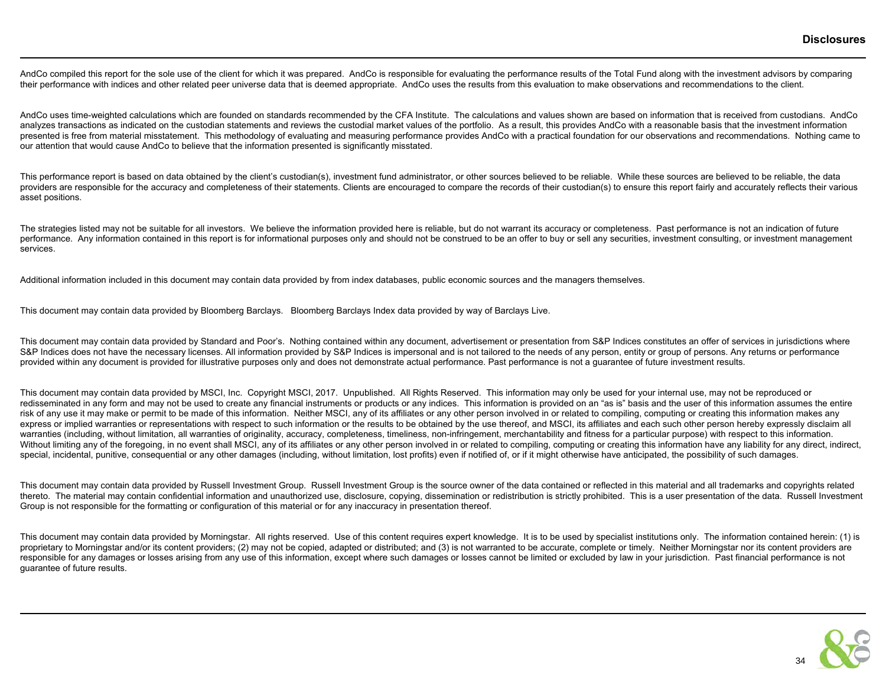# Disclosures

AndCo compiled this report for the sole use of the client for which it was prepared. AndCo is responsible for evaluating the performance results of the Total Fund along with the investment advisors by comparing their performance with indices and other related peer universe data that is deemed appropriate. AndCo uses the results from this evaluation to make observations and recommendations to the client.

AndCo uses time-weighted calculations which are founded on standards recommended by the CFA Institute. The calculations and values shown are based on information that is received from custodians. AndCo analyzes transactions as indicated on the custodian statements and reviews the custodial market values of the portfolio. As a result, this provides AndCo with a reasonable basis that the investment information presented is free from material misstatement. This methodology of evaluating and measuring performance provides AndCo with a practical foundation for our observations and recommendations. Nothing came to our attention that would cause AndCo to believe that the information presented is significantly misstated.

This performance report is based on data obtained by the client's custodian(s), investment fund administrator, or other sources believed to be reliable. While these sources are believed to be reliable, the data providers are responsible for the accuracy and completeness of their statements. Clients are encouraged to compare the records of their custodian(s) to ensure this report fairly and accurately reflects their various asset positions.

The strategies listed may not be suitable for all investors. We believe the information provided here is reliable, but do not warrant its accuracy or completeness. Past performance is not an indication of future performance. Any information contained in this report is for informational purposes only and should not be construed to be an offer to buy or sell any securities, investment consulting, or investment management services.

Additional information included in this document may contain data provided by from index databases, public economic sources and the managers themselves.

This document may contain data provided by Bloomberg Barclays. Bloomberg Barclays Index data provided by way of Barclays Live.

This document may contain data provided by Standard and Poor's. Nothing contained within any document, advertisement or presentation from S&P Indices constitutes an offer of services in jurisdictions where S&P Indices does not have the necessary licenses. All information provided by S&P Indices is impersonal and is not tailored to the needs of any person, entity or group of persons. Any returns or performance provided within any document is provided for illustrative purposes only and does not demonstrate actual performance. Past performance is not a guarantee of future investment results.

This document may contain data provided by MSCI, Inc. Copyright MSCI, 2017. Unpublished. All Rights Reserved. This information may only be used for your internal use, may not be reproduced or redisseminated in any form and may not be used to create any financial instruments or products or any indices. This information is provided on an "as is" basis and the user of this information assumes the entire risk of any use it may make or permit to be made of this information. Neither MSCI, any of its affiliates or any other person involved in or related to compiling, computing or creating this information makes any express or implied warranties or representations with respect to such information or the results to be obtained by the use thereof, and MSCI, its affiliates and each such other person hereby expressly disclaim all warranties (including, without limitation, all warranties of originality, accuracy, completeness, timeliness, non-infringement, merchantability and fitness for a particular purpose) with respect to this information. Without limiting any of the foregoing, in no event shall MSCI, any of its affiliates or any other person involved in or related to compiling, computing or creating this information have any liability for any direct, indirect, special, incidental, punitive, consequential or any other damages (including, without limitation, lost profits) even if notified of, or if it might otherwise have anticipated, the possibility of such damages.

This document may contain data provided by Russell Investment Group. Russell Investment Group is the source owner of the data contained or reflected in this material and all trademarks and copyrights related thereto. The material may contain confidential information and unauthorized use, disclosure, copying, dissemination or redistribution is strictly prohibited. This is a user presentation of the data. Russell Investment Group is not responsible for the formatting or configuration of this material or for any inaccuracy in presentation thereof.

This document may contain data provided by Morningstar. All rights reserved. Use of this content requires expert knowledge. It is to be used by specialist institutions only. The information contained herein: (1) is proprietary to Morningstar and/or its content providers; (2) may not be copied, adapted or distributed; and (3) is not warranted to be accurate, complete or timely. Neither Morningstar nor its content providers are responsible for any damages or losses arising from any use of this information, except where such damages or losses cannot be limited or excluded by law in your jurisdiction. Past financial performance is not guarantee of future results.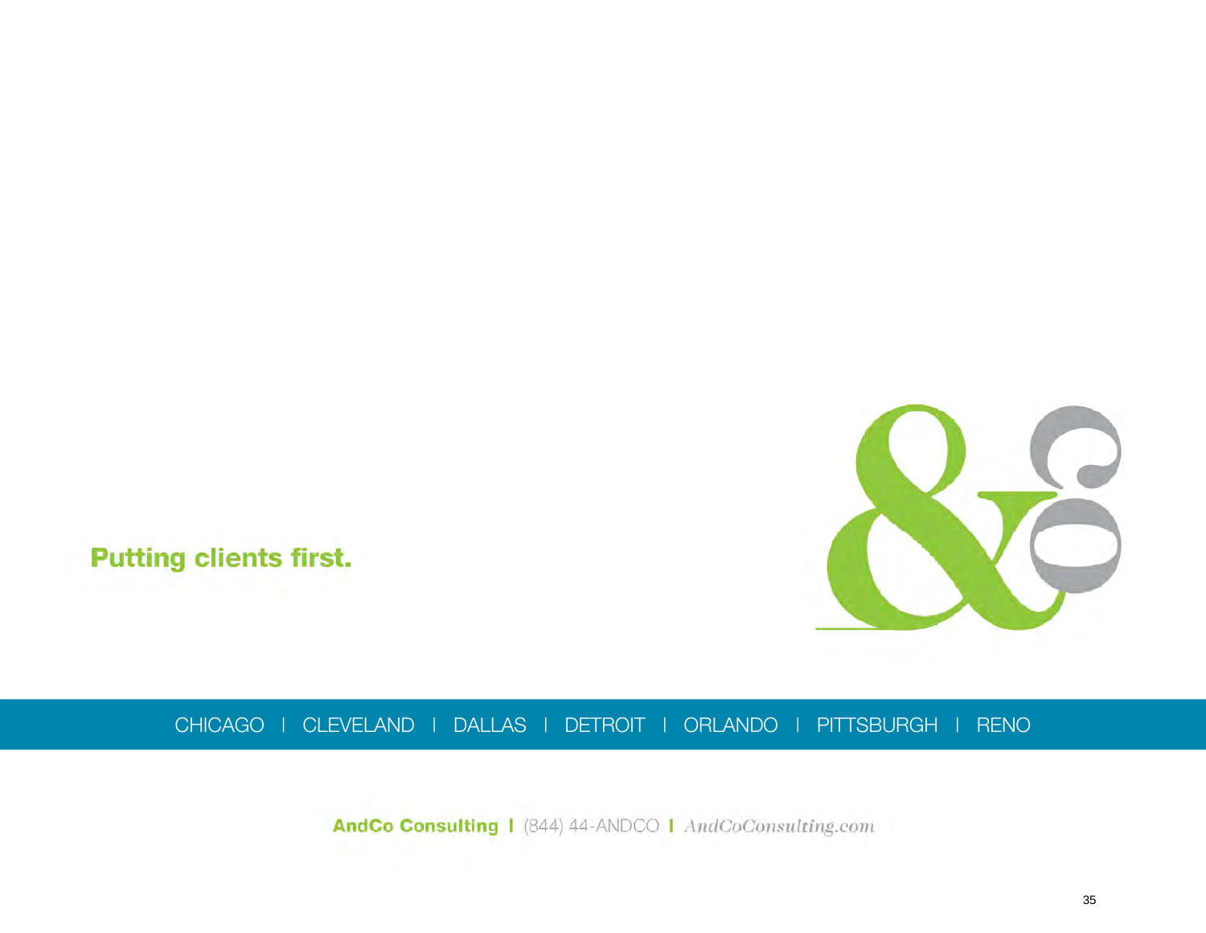**Putting clients first.**

CHICAGO | CLEVELAND | DALLAS | DETROIT | ORLANDO | PITTSBURGH | RENO

**AndCo Consulting** | (844) 44-ANDCO | *AndCoConsulting.com*